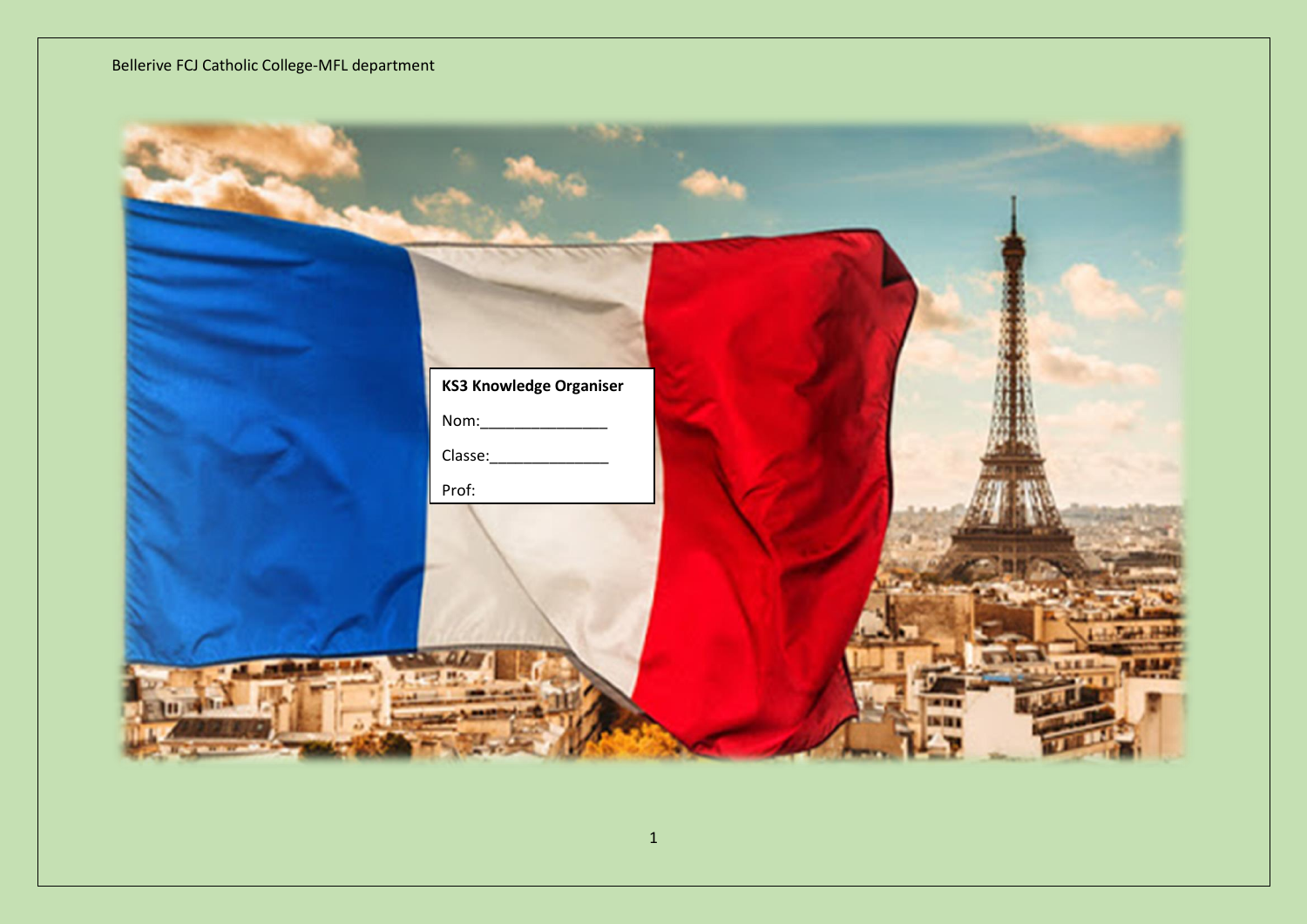Bellerive FCJ Catholic College-MFL department

**KS3 Knowledge Organiser**

Nom:______________

Classe:_____________

Prof: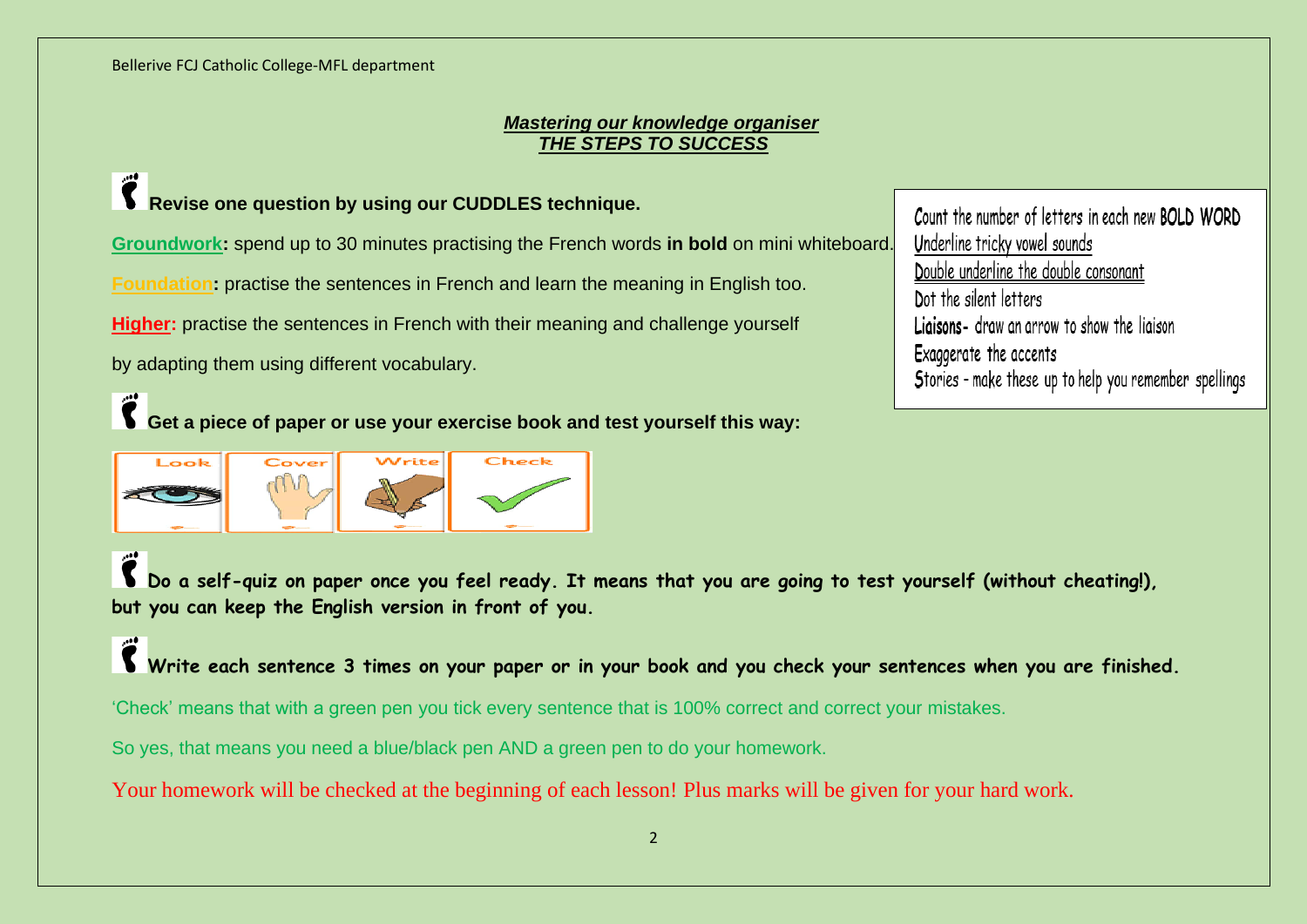## *Mastering our knowledge organiser*
## *THE STEPS TO SUCCESS*

**Revise one question by using our CUDDLES technique.**

**Groundwork:** spend up to 30 minutes practising the French words **in bold** on mini whiteboard.

**Foundation:** practise the sentences in French and learn the meaning in English too.

**Higher:** practise the sentences in French with their meaning and challenge yourself by adapting them using different vocabulary.

> Count the number of letters in each new **BOLD WORD**
> Underline tricky vowel sounds
> Double underline the double consonant
> Dot the silent letters
> **Liaisons**- draw an arrow to show the liaison
> Exaggerate the accents
> Stories - make these up to help you remember spellings

**Get a piece of paper or use your exercise book and test yourself this way:**

Look | Cover | Write | Check

**Do a self-quiz on paper once you feel ready. It means that you are going to test yourself (without cheating!), but you can keep the English version in front of you.**

**Write each sentence 3 times on your paper or in your book and you check your sentences when you are finished.**

'Check' means that with a green pen you tick every sentence that is 100% correct and correct your mistakes.

So yes, that means you need a blue/black pen AND a green pen to do your homework.

Your homework will be checked at the beginning of each lesson! Plus marks will be given for your hard work.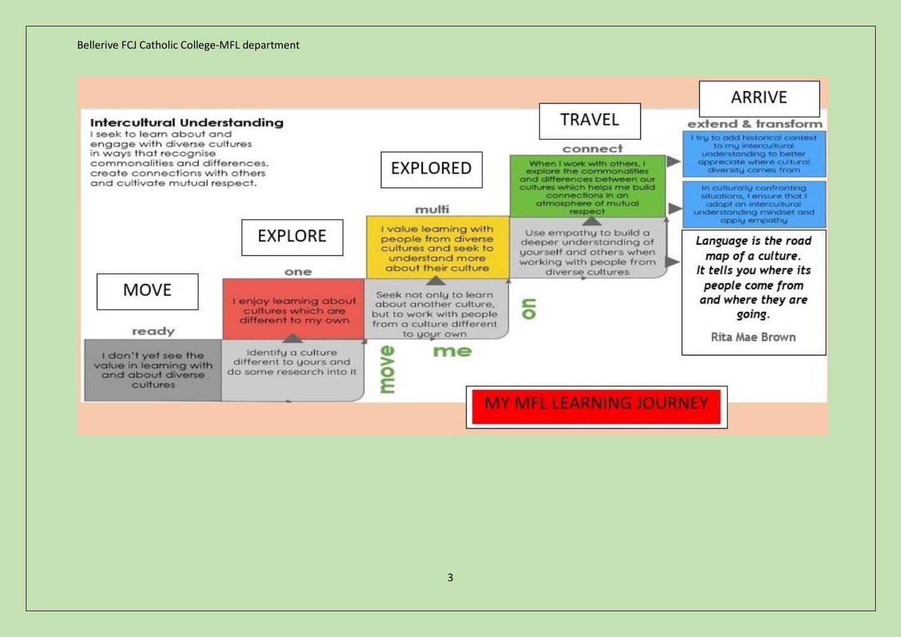## Intercultural Understanding

I seek to learn about and engage with diverse cultures in ways that recognise commonalities and differences, create connections with others and cultivate mutual respect.

### MOVE
**ready**

I don't yet see the value in learning with and about diverse cultures

Identify a culture different to yours and do some research into it

### EXPLORE
**one**

I enjoy learning about cultures which are different to my own

Seek not only to learn about another culture, but to work with people from a culture different to your own

### EXPLORED
**multi**

I value learning with people from diverse cultures and seek to understand more about their culture

Use empathy to build a deeper understanding of yourself and others when working with people from diverse cultures

### TRAVEL
**connect**

When I work with others, I explore the commonalities and differences between our cultures which helps me build connections in an atmosphere of mutual respect

### ARRIVE
**extend & transform**

I try to add historical context to my intercultural understanding to better appreciate where cultural diversity comes from

In culturally confronting situations, I ensure that I adopt an intercultural understanding mindset and apply empathy

move me on

*Language is the road map of a culture. It tells you where its people come from and where they are going.*

Rita Mae Brown

**MY MFL LEARNING JOURNEY**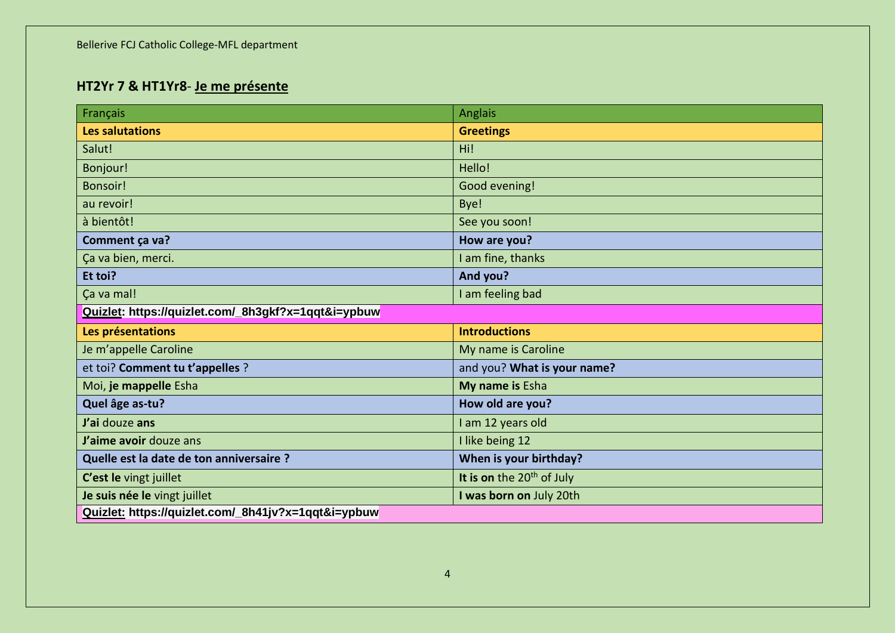## HT2Yr 7 & HT1Yr8- Je me présente

| Français | Anglais |
|---|---|
| **Les salutations** | **Greetings** |
| Salut! | Hi! |
| Bonjour! | Hello! |
| Bonsoir! | Good evening! |
| au revoir! | Bye! |
| à bientôt! | See you soon! |
| **Comment ça va?** | **How are you?** |
| Ça va bien, merci. | I am fine, thanks |
| **Et toi?** | **And you?** |
| Ça va mal! | I am feeling bad |
| **Quizlet: https://quizlet.com/_8h3gkf?x=1qqt&i=ypbuw** | |
| **Les présentations** | **Introductions** |
| Je m'appelle Caroline | My name is Caroline |
| et toi? **Comment tu t'appelles** ? | and you? **What is your name?** |
| Moi, **je mappelle** Esha | **My name is** Esha |
| **Quel âge as-tu?** | **How old are you?** |
| **J'ai** douze **ans** | I am 12 years old |
| **J'aime avoir** douze ans | I like being 12 |
| **Quelle est la date de ton anniversaire ?** | **When is your birthday?** |
| **C'est le** vingt juillet | **It is on** the 20th of July |
| **Je suis née le** vingt juillet | **I was born on** July 20th |
| **Quizlet: https://quizlet.com/_8h41jv?x=1qqt&i=ypbuw** | |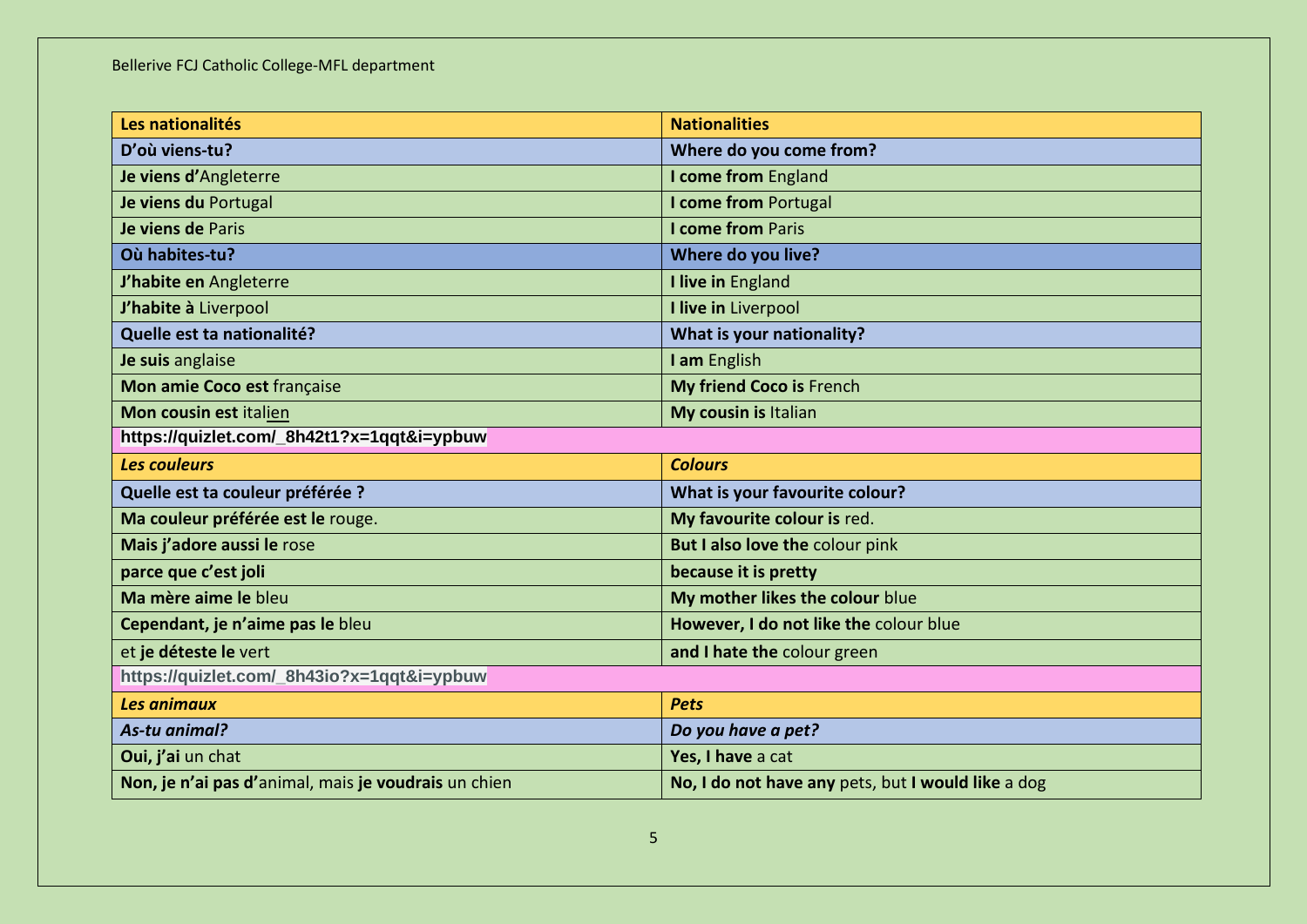| **Les nationalités** | **Nationalities** |
|---|---|
| **D'où viens-tu?** | **Where do you come from?** |
| **Je viens d'**Angleterre | **I come from** England |
| **Je viens du** Portugal | **I come from** Portugal |
| **Je viens de** Paris | **I come from** Paris |
| **Où habites-tu?** | **Where do you live?** |
| **J'habite en** Angleterre | **I live in** England |
| **J'habite à** Liverpool | **I live in** Liverpool |
| **Quelle est ta nationalité?** | **What is your nationality?** |
| **Je suis** anglaise | **I am** English |
| **Mon amie Coco est** française | **My friend Coco is** French |
| **Mon cousin est** italien | **My cousin is** Italian |
| **https://quizlet.com/_8h42t1?x=1qqt&i=ypbuw** | |
| ***Les couleurs*** | ***Colours*** |
| **Quelle est ta couleur préférée ?** | **What is your favourite colour?** |
| **Ma couleur préférée est le** rouge. | **My favourite colour is** red. |
| **Mais j'adore aussi le** rose | **But I also love the** colour pink |
| **parce que c'est joli** | **because it is pretty** |
| **Ma mère aime le** bleu | **My mother likes the colour** blue |
| **Cependant, je n'aime pas le** bleu | **However, I do not like the** colour blue |
| et **je déteste le** vert | **and I hate the** colour green |
| **https://quizlet.com/_8h43io?x=1qqt&i=ypbuw** | |
| ***Les animaux*** | ***Pets*** |
| ***As-tu animal?*** | ***Do you have a pet?*** |
| **Oui, j'ai** un chat | **Yes, I have** a cat |
| **Non, je n'ai pas d'**animal, mais **je voudrais** un chien | **No, I do not have any** pets, but **I would like** a dog |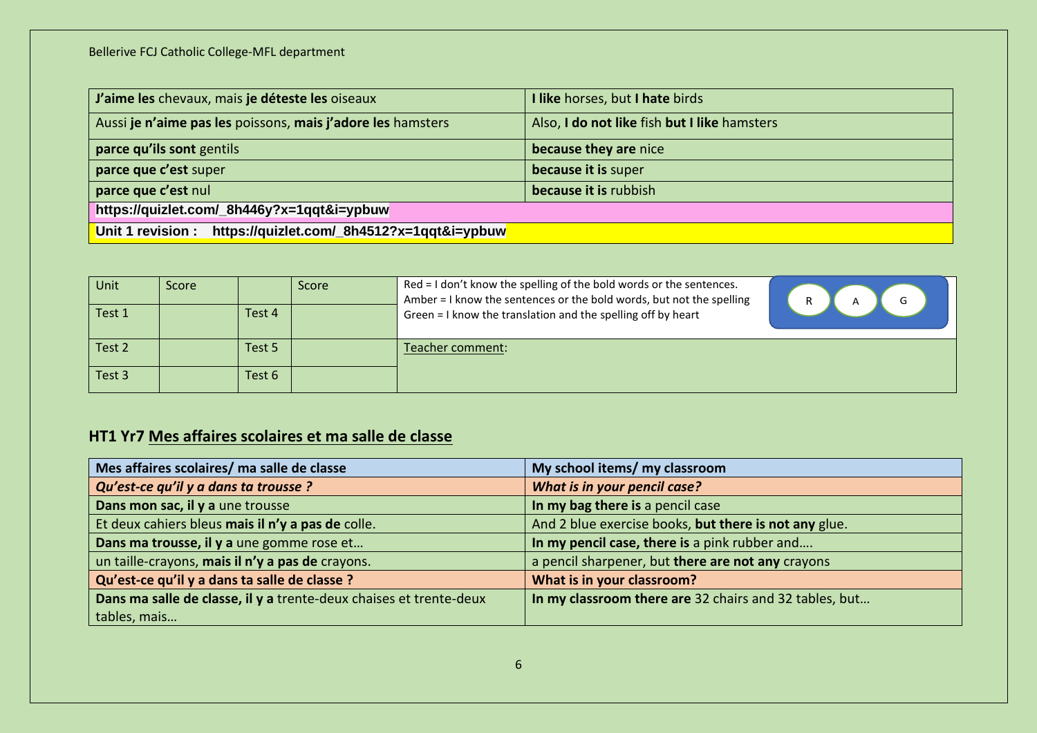| **J'aime les** chevaux, mais **je déteste les** oiseaux | **I like** horses, but **I hate** birds |
|---|---|
| Aussi **je n'aime pas les** poissons, **mais j'adore les** hamsters | Also, **I do not like** fish **but I like** hamsters |
| **parce qu'ils sont** gentils | **because they are** nice |
| **parce que c'est** super | **because it is** super |
| **parce que c'est** nul | **because it is** rubbish |
| **https://quizlet.com/_8h446y?x=1qqt&i=ypbuw** | |
| **Unit 1 revision : https://quizlet.com/_8h4512?x=1qqt&i=ypbuw** | |

| Unit | Score | | Score | Red = I don't know the spelling of the bold words or the sentences. Amber = I know the sentences or the bold words, but not the spelling Green = I know the translation and the spelling off by heart | R A G |
|---|---|---|---|---|---|
| Test 1 | | Test 4 | | | |
| Test 2 | | Test 5 | | Teacher comment: | |
| Test 3 | | Test 6 | | | |

## HT1 Yr7 Mes affaires scolaires et ma salle de classe

| Mes affaires scolaires/ ma salle de classe | My school items/ my classroom |
|---|---|
| ***Qu'est-ce qu'il y a dans ta trousse ?*** | ***What is in your pencil case?*** |
| **Dans mon sac, il y a** une trousse | **In my bag there is** a pencil case |
| Et deux cahiers bleus **mais il n'y a pas de** colle. | And 2 blue exercise books, **but there is not any** glue. |
| **Dans ma trousse, il y a** une gomme rose et… | **In my pencil case, there is** a pink rubber and…. |
| un taille-crayons, **mais il n'y a pas de** crayons. | a pencil sharpener, but **there are not any** crayons |
| **Qu'est-ce qu'il y a dans ta salle de classe ?** | **What is in your classroom?** |
| **Dans ma salle de classe, il y a** trente-deux chaises et trente-deux tables, mais… | **In my classroom there are** 32 chairs and 32 tables, but… |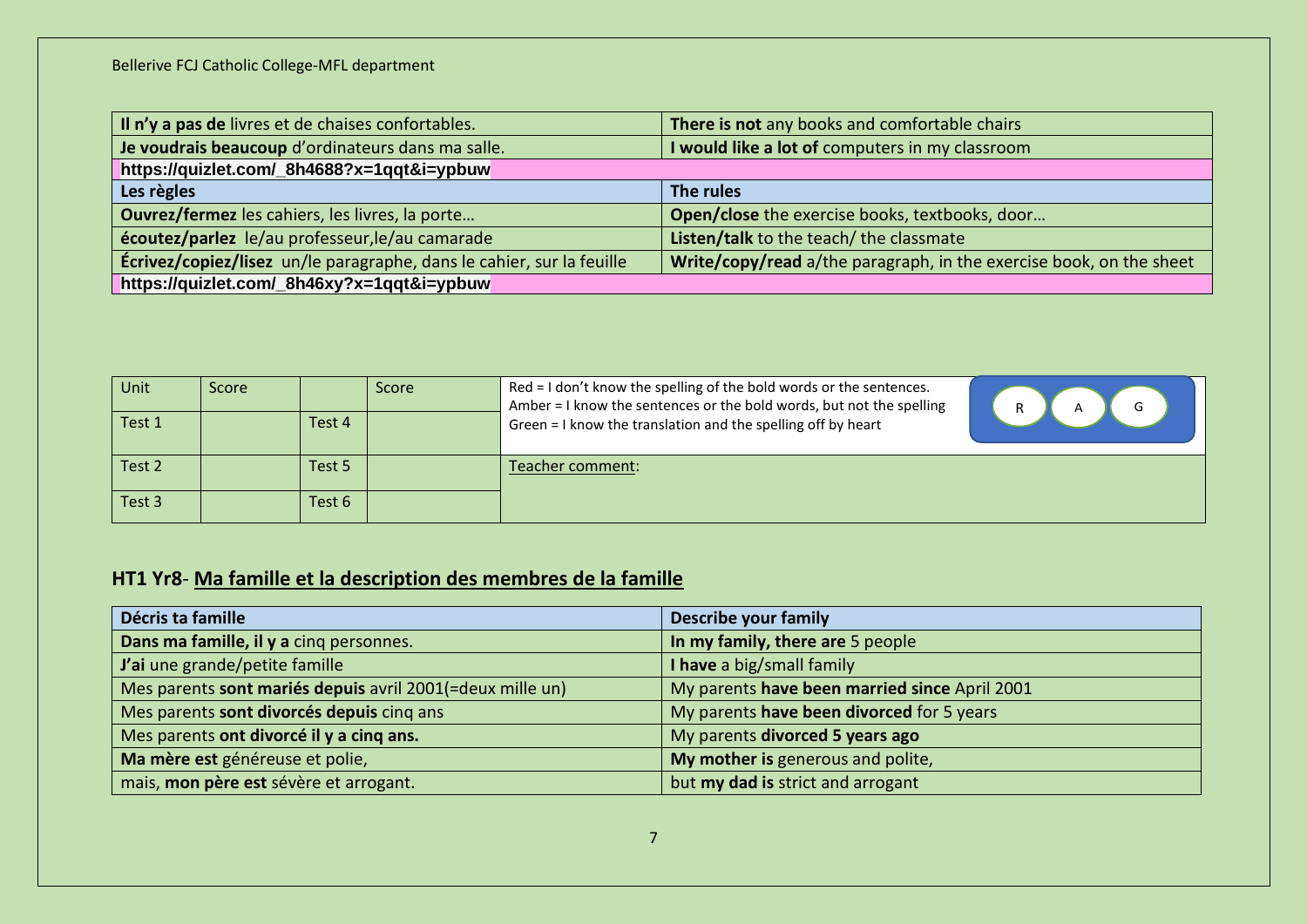| **Il n'y a pas de** livres et de chaises confortables. | **There is not** any books and comfortable chairs |
|---|---|
| **Je voudrais beaucoup** d'ordinateurs dans ma salle. | **I would like a lot of** computers in my classroom |
| **https://quizlet.com/_8h4688?x=1qqt&i=ypbuw** | |
| **Les règles** | **The rules** |
| **Ouvrez/fermez** les cahiers, les livres, la porte… | **Open/close** the exercise books, textbooks, door… |
| **écoutez/parlez** le/au professeur,le/au camarade | **Listen/talk** to the teach/ the classmate |
| **Écrivez/copiez/lisez** un/le paragraphe, dans le cahier, sur la feuille | **Write/copy/read** a/the paragraph, in the exercise book, on the sheet |
| **https://quizlet.com/_8h46xy?x=1qqt&i=ypbuw** | |

| Unit | Score | | Score | Red = I don't know the spelling of the bold words or the sentences. Amber = I know the sentences or the bold words, but not the spelling Green = I know the translation and the spelling off by heart — R A G |
|---|---|---|---|---|
| Test 1 | | Test 4 | | |
| Test 2 | | Test 5 | | Teacher comment: |
| Test 3 | | Test 6 | | |

## HT1 Yr8- Ma famille et la description des membres de la famille

| **Décris ta famille** | **Describe your family** |
|---|---|
| **Dans ma famille, il y a** cinq personnes. | **In my family, there are** 5 people |
| **J'ai** une grande/petite famille | **I have** a big/small family |
| Mes parents **sont mariés depuis** avril 2001(=deux mille un) | My parents **have been married since** April 2001 |
| Mes parents **sont divorcés depuis** cinq ans | My parents **have been divorced** for 5 years |
| Mes parents **ont divorcé il y a cinq ans.** | My parents **divorced 5 years ago** |
| **Ma mère est** généreuse et polie, | **My mother is** generous and polite, |
| mais, **mon père est** sévère et arrogant. | but **my dad is** strict and arrogant |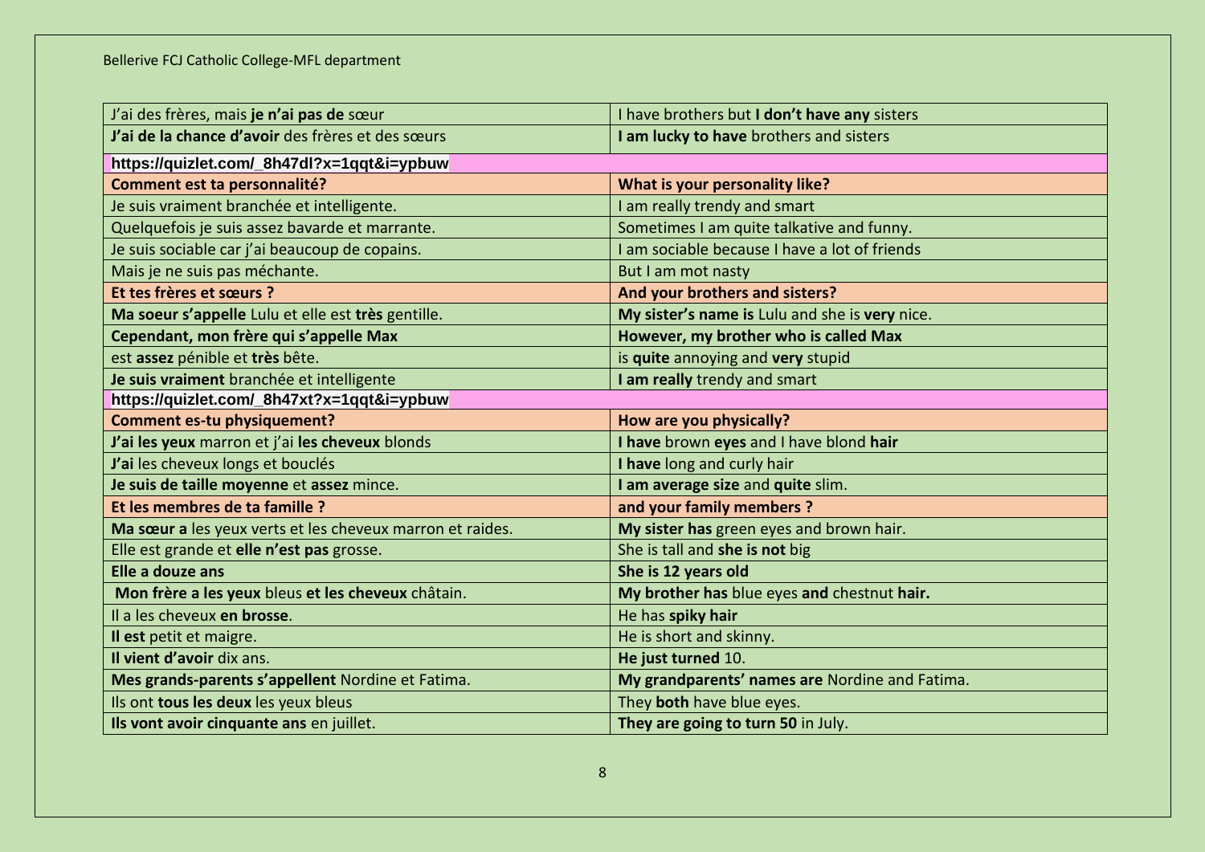| | |
|---|---|
| J'ai des frères, mais **je n'ai pas de** sœur | I have brothers but **I don't have any** sisters |
| **J'ai de la chance d'avoir** des frères et des sœurs | **I am lucky to have** brothers and sisters |
| **https://quizlet.com/_8h47dl?x=1qqt&i=ypbuw** | |
| **Comment est ta personnalité?** | **What is your personality like?** |
| Je suis vraiment branchée et intelligente. | I am really trendy and smart |
| Quelquefois je suis assez bavarde et marrante. | Sometimes I am quite talkative and funny. |
| Je suis sociable car j'ai beaucoup de copains. | I am sociable because I have a lot of friends |
| Mais je ne suis pas méchante. | But I am mot nasty |
| **Et tes frères et sœurs ?** | **And your brothers and sisters?** |
| **Ma soeur s'appelle** Lulu et elle est **très** gentille. | **My sister's name is** Lulu and she is **very** nice. |
| **Cependant, mon frère qui s'appelle Max** | **However, my brother who is called Max** |
| est **assez** pénible et **très** bête. | is **quite** annoying and **very** stupid |
| **Je suis vraiment** branchée et intelligente | **I am really** trendy and smart |
| **https://quizlet.com/_8h47xt?x=1qqt&i=ypbuw** | |
| **Comment es-tu physiquement?** | **How are you physically?** |
| **J'ai les yeux** marron et j'ai **les cheveux** blonds | **I have** brown **eyes** and I have blond **hair** |
| **J'ai** les cheveux longs et bouclés | **I have** long and curly hair |
| **Je suis de taille moyenne** et **assez** mince. | **I am average size** and **quite** slim. |
| **Et les membres de ta famille ?** | **and your family members ?** |
| **Ma sœur a** les yeux verts et les cheveux marron et raides. | **My sister has** green eyes and brown hair. |
| Elle est grande et **elle n'est pas** grosse. | She is tall and **she is not** big |
| **Elle a douze ans** | **She is 12 years old** |
| **Mon frère a les yeux** bleus **et les cheveux** châtain. | **My brother has** blue eyes **and** chestnut **hair.** |
| Il a les cheveux **en brosse**. | He has **spiky hair** |
| **Il est** petit et maigre. | He is short and skinny. |
| **Il vient d'avoir** dix ans. | **He just turned** 10. |
| **Mes grands-parents s'appellent** Nordine et Fatima. | **My grandparents' names are** Nordine and Fatima. |
| Ils ont **tous les deux** les yeux bleus | They **both** have blue eyes. |
| **Ils vont avoir cinquante ans** en juillet. | **They are going to turn 50** in July. |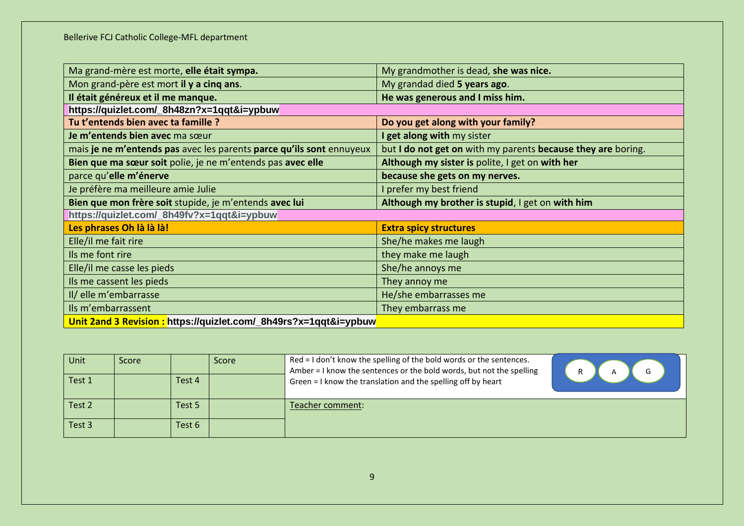Bellerive FCJ Catholic College-MFL department

| Ma grand-mère est morte, **elle était sympa.** | My grandmother is dead, **she was nice.** |
|---|---|
| Mon grand-père est mort **il y a cinq ans**. | My grandad died **5 years ago**. |
| **Il était généreux et il me manque.** | **He was generous and I miss him.** |
| **https://quizlet.com/_8h48zn?x=1qqt&i=ypbuw** | |
| **Tu t'entends bien avec ta famille ?** | **Do you get along with your family?** |
| **Je m'entends bien avec** ma sœur | **I get along with** my sister |
| mais **je ne m'entends pas** avec les parents **parce qu'ils sont** ennuyeux | but **I do not get on** with my parents **because they are** boring. |
| **Bien que ma sœur soit** polie, je ne m'entends pas **avec elle** | **Although my sister is** polite, I get on **with her** |
| parce qu'**elle m'énerve** | **because she gets on my nerves.** |
| Je préfère ma meilleure amie Julie | I prefer my best friend |
| **Bien que mon frère soit** stupide, je m'entends **avec lui** | **Although my brother is stupid**, I get on **with him** |
| **https://quizlet.com/_8h49fv?x=1qqt&i=ypbuw** | |
| **Les phrases Oh là là là!** | **Extra spicy structures** |
| Elle/il me fait rire | She/he makes me laugh |
| Ils me font rire | they make me laugh |
| Elle/il me casse les pieds | She/he annoys me |
| Ils me cassent les pieds | They annoy me |
| Il/ elle m'embarrasse | He/she embarrasses me |
| Ils m'embarrassent | They embarrass me |
| **Unit 2and 3 Revision : https://quizlet.com/_8h49rs?x=1qqt&i=ypbuw** | |

| Unit | Score | | Score | |
|---|---|---|---|---|
| Test 1 | | Test 4 | | Red = I don't know the spelling of the bold words or the sentences.<br>Amber = I know the sentences or the bold words, but not the spelling<br>Green = I know the translation and the spelling off by heart<br>R A G |
| Test 2 | | Test 5 | | Teacher comment: |
| Test 3 | | Test 6 | | |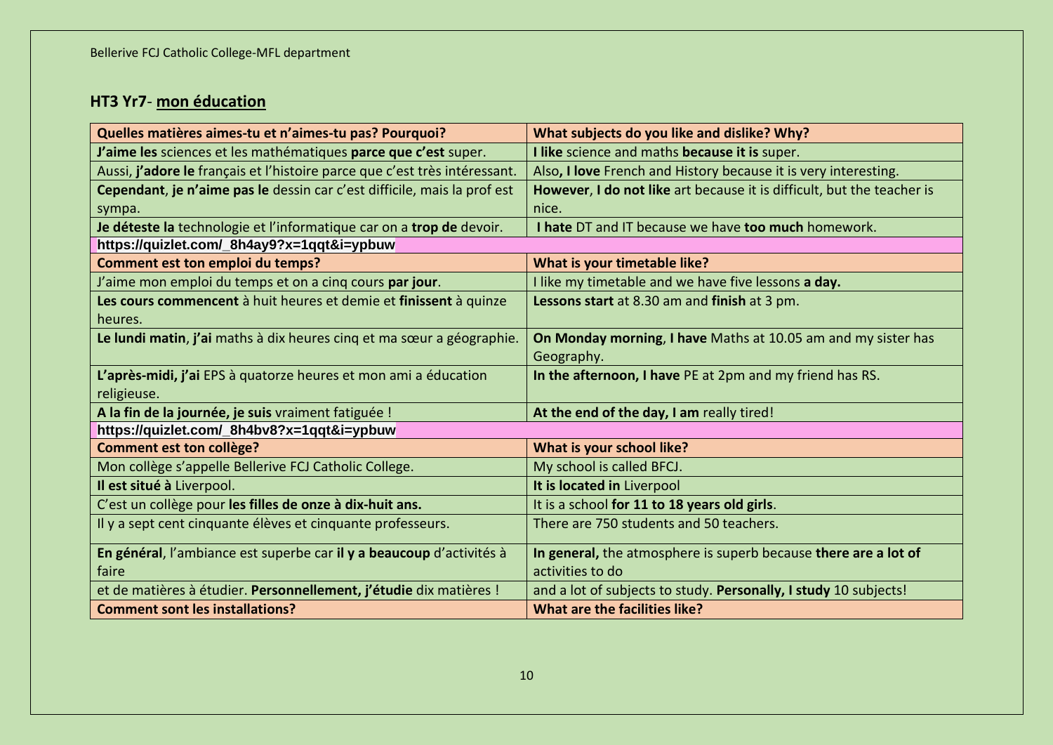Bellerive FCJ Catholic College-MFL department

## **HT3 Yr7**- mon éducation

| **Quelles matières aimes-tu et n'aimes-tu pas? Pourquoi?** | **What subjects do you like and dislike? Why?** |
|---|---|
| **J'aime les** sciences et les mathématiques **parce que c'est** super. | **I like** science and maths **because it is** super. |
| Aussi, **j'adore le** français et l'histoire parce que c'est très intéressant. | Also**, I love** French and History because it is very interesting. |
| **Cependant**, **je n'aime pas le** dessin car c'est difficile, mais la prof est sympa. | **However**, **I do not like** art because it is difficult, but the teacher is nice. |
| **Je déteste la** technologie et l'informatique car on a **trop de** devoir. | **I hate** DT and IT because we have **too much** homework. |
| **https://quizlet.com/_8h4ay9?x=1qqt&i=ypbuw** | |
| **Comment est ton emploi du temps?** | **What is your timetable like?** |
| J'aime mon emploi du temps et on a cinq cours **par jour**. | I like my timetable and we have five lessons **a day.** |
| **Les cours commencent** à huit heures et demie et **finissent** à quinze heures. | **Lessons start** at 8.30 am and **finish** at 3 pm. |
| **Le lundi matin**, **j'ai** maths à dix heures cinq et ma sœur a géographie. | **On Monday morning**, **I have** Maths at 10.05 am and my sister has Geography. |
| **L'après-midi, j'ai** EPS à quatorze heures et mon ami a éducation religieuse. | **In the afternoon, I have** PE at 2pm and my friend has RS. |
| **A la fin de la journée, je suis** vraiment fatiguée ! | **At the end of the day, I am** really tired! |
| **https://quizlet.com/_8h4bv8?x=1qqt&i=ypbuw** | |
| **Comment est ton collège?** | **What is your school like?** |
| Mon collège s'appelle Bellerive FCJ Catholic College. | My school is called BFCJ. |
| **Il est situé à** Liverpool. | **It is located in** Liverpool |
| C'est un collège pour **les filles de onze à dix-huit ans.** | It is a school **for 11 to 18 years old girls**. |
| Il y a sept cent cinquante élèves et cinquante professeurs. | There are 750 students and 50 teachers. |
| **En général**, l'ambiance est superbe car **il y a beaucoup** d'activités à faire | **In general,** the atmosphere is superb because **there are a lot of** activities to do |
| et de matières à étudier. **Personnellement, j'étudie** dix matières ! | and a lot of subjects to study. **Personally, I study** 10 subjects! |
| **Comment sont les installations?** | **What are the facilities like?** |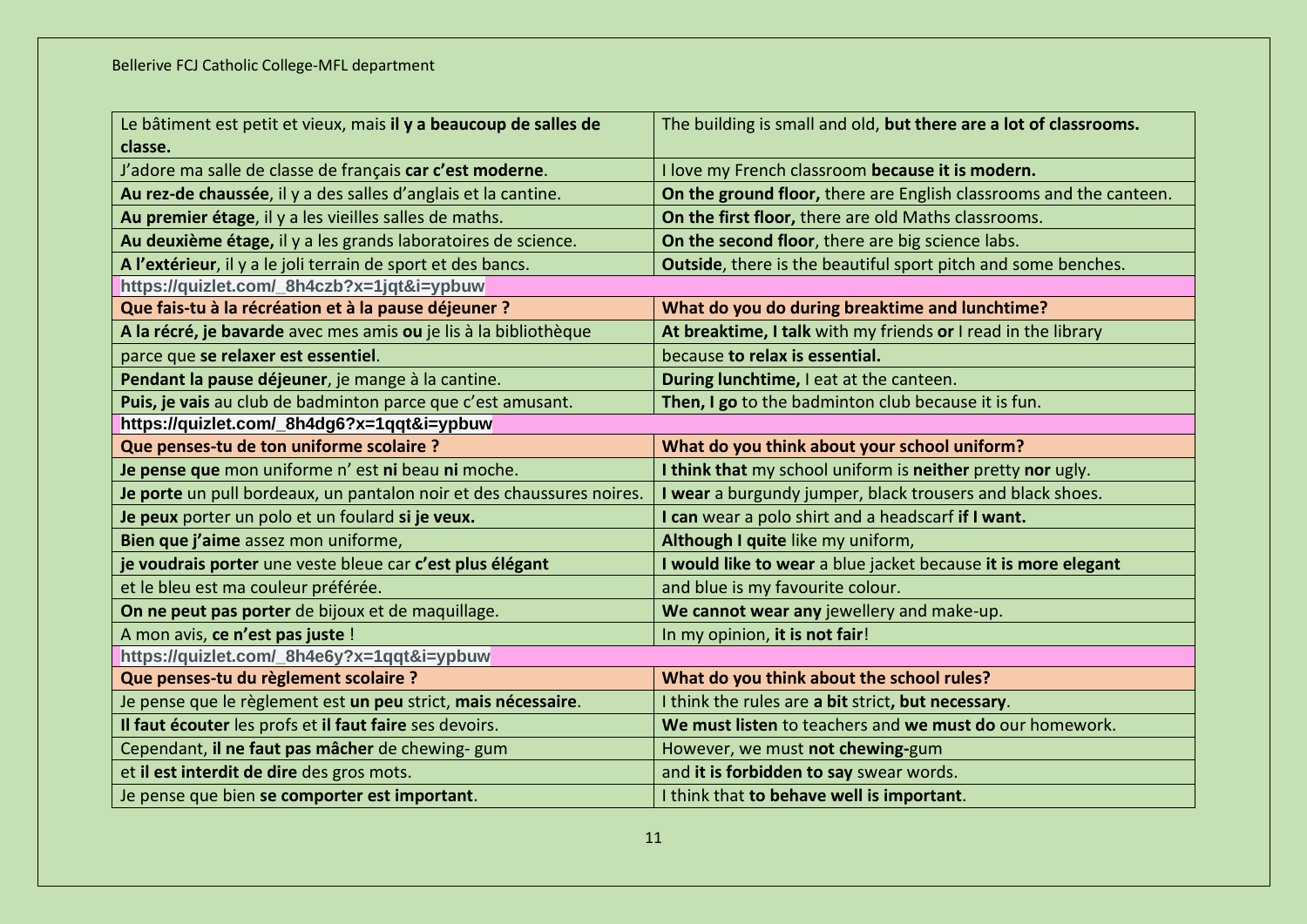| Le bâtiment est petit et vieux, mais **il y a beaucoup de salles de classe.** | The building is small and old, **but there are a lot of classrooms.** |
|---|---|
| J'adore ma salle de classe de français **car c'est moderne**. | I love my French classroom **because it is modern.** |
| **Au rez-de chaussée**, il y a des salles d'anglais et la cantine. | **On the ground floor,** there are English classrooms and the canteen. |
| **Au premier étage**, il y a les vieilles salles de maths. | **On the first floor,** there are old Maths classrooms. |
| **Au deuxième étage,** il y a les grands laboratoires de science. | **On the second floor**, there are big science labs. |
| **A l'extérieur**, il y a le joli terrain de sport et des bancs. | **Outside**, there is the beautiful sport pitch and some benches. |
| **https://quizlet.com/_8h4czb?x=1jqt&i=ypbuw** | |
| **Que fais-tu à la récréation et à la pause déjeuner ?** | **What do you do during breaktime and lunchtime?** |
| **A la récré, je bavarde** avec mes amis **ou** je lis à la bibliothèque | **At breaktime, I talk** with my friends **or** I read in the library |
| parce que **se relaxer est essentiel**. | because **to relax is essential.** |
| **Pendant la pause déjeuner**, je mange à la cantine. | **During lunchtime,** I eat at the canteen. |
| **Puis, je vais** au club de badminton parce que c'est amusant. | **Then, I go** to the badminton club because it is fun. |
| **https://quizlet.com/_8h4dg6?x=1qqt&i=ypbuw** | |
| **Que penses-tu de ton uniforme scolaire ?** | **What do you think about your school uniform?** |
| **Je pense que** mon uniforme n' est **ni** beau **ni** moche. | **I think that** my school uniform is **neither** pretty **nor** ugly. |
| **Je porte** un pull bordeaux, un pantalon noir et des chaussures noires. | **I wear** a burgundy jumper, black trousers and black shoes. |
| **Je peux** porter un polo et un foulard **si je veux.** | **I can** wear a polo shirt and a headscarf **if I want.** |
| **Bien que j'aime** assez mon uniforme, | **Although I quite** like my uniform, |
| **je voudrais porter** une veste bleue car **c'est plus élégant** | **I would like to wear** a blue jacket because **it is more elegant** |
| et le bleu est ma couleur préférée. | and blue is my favourite colour. |
| **On ne peut pas porter** de bijoux et de maquillage. | **We cannot wear any** jewellery and make-up. |
| A mon avis, **ce n'est pas juste** ! | In my opinion, **it is not fair**! |
| **https://quizlet.com/_8h4e6y?x=1qqt&i=ypbuw** | |
| **Que penses-tu du règlement scolaire ?** | **What do you think about the school rules?** |
| Je pense que le règlement est **un peu** strict, **mais nécessaire**. | I think the rules are **a bit** strict**, but necessary**. |
| **Il faut écouter** les profs et **il faut faire** ses devoirs. | **We must listen** to teachers and **we must do** our homework. |
| Cependant, **il ne faut pas mâcher** de chewing- gum | However, we must **not chewing-**gum |
| et **il est interdit de dire** des gros mots. | and **it is forbidden to say** swear words. |
| Je pense que bien **se comporter est important**. | I think that **to behave well is important**. |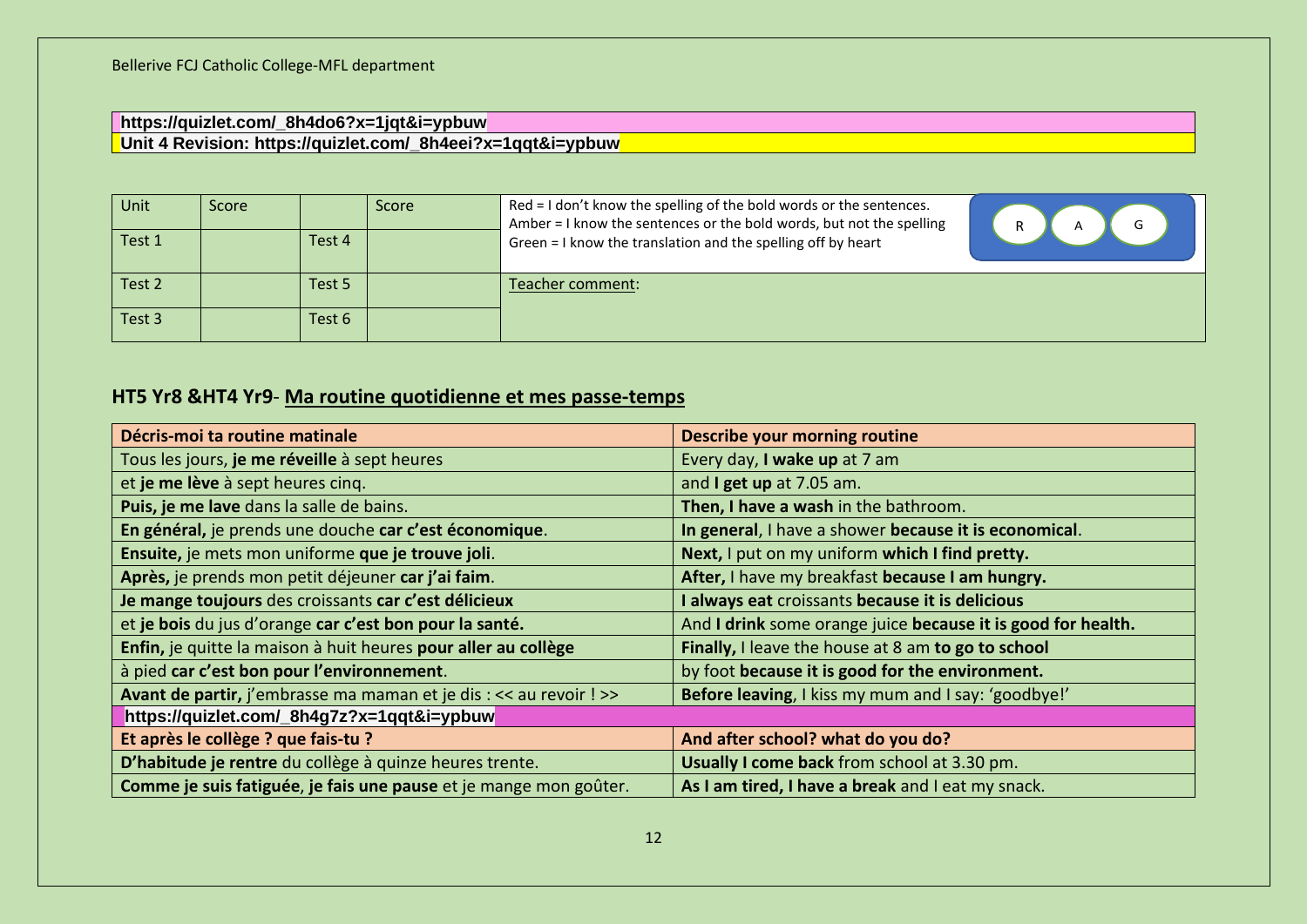Bellerive FCJ Catholic College-MFL department

**https://quizlet.com/_8h4do6?x=1jqt&i=ypbuw**

**Unit 4 Revision: https://quizlet.com/_8h4eei?x=1qqt&i=ypbuw**

| Unit | Score | | Score | Red = I don't know the spelling of the bold words or the sentences. Amber = I know the sentences or the bold words, but not the spelling Green = I know the translation and the spelling off by heart | R A G |
|---|---|---|---|---|---|
| Test 1 | | Test 4 | | | |
| Test 2 | | Test 5 | | Teacher comment: | |
| Test 3 | | Test 6 | | | |

## HT5 Yr8 &HT4 Yr9- Ma routine quotidienne et mes passe-temps

| **Décris-moi ta routine matinale** | **Describe your morning routine** |
|---|---|
| Tous les jours, **je me réveille** à sept heures | Every day, **I wake up** at 7 am |
| et **je me lève** à sept heures cinq. | and **I get up** at 7.05 am. |
| **Puis, je me lave** dans la salle de bains. | **Then, I have a wash** in the bathroom. |
| **En général,** je prends une douche **car c'est économique**. | **In general**, I have a shower **because it is economical**. |
| **Ensuite,** je mets mon uniforme **que je trouve joli**. | **Next,** I put on my uniform **which I find pretty.** |
| **Après,** je prends mon petit déjeuner **car j'ai faim**. | **After,** I have my breakfast **because I am hungry.** |
| **Je mange toujours** des croissants **car c'est délicieux** | **I always eat** croissants **because it is delicious** |
| et **je bois** du jus d'orange **car c'est bon pour la santé.** | And **I drink** some orange juice **because it is good for health.** |
| **Enfin,** je quitte la maison à huit heures **pour aller au collège** | **Finally,** I leave the house at 8 am **to go to school** |
| à pied **car c'est bon pour l'environnement**. | by foot **because it is good for the environment.** |
| **Avant de partir,** j'embrasse ma maman et je dis : << au revoir ! >> | **Before leaving**, I kiss my mum and I say: 'goodbye!' |
| **https://quizlet.com/_8h4g7z?x=1qqt&i=ypbuw** | |
| **Et après le collège ? que fais-tu ?** | **And after school? what do you do?** |
| **D'habitude je rentre** du collège à quinze heures trente. | **Usually I come back** from school at 3.30 pm. |
| **Comme je suis fatiguée**, **je fais une pause** et je mange mon goûter. | **As I am tired, I have a break** and I eat my snack. |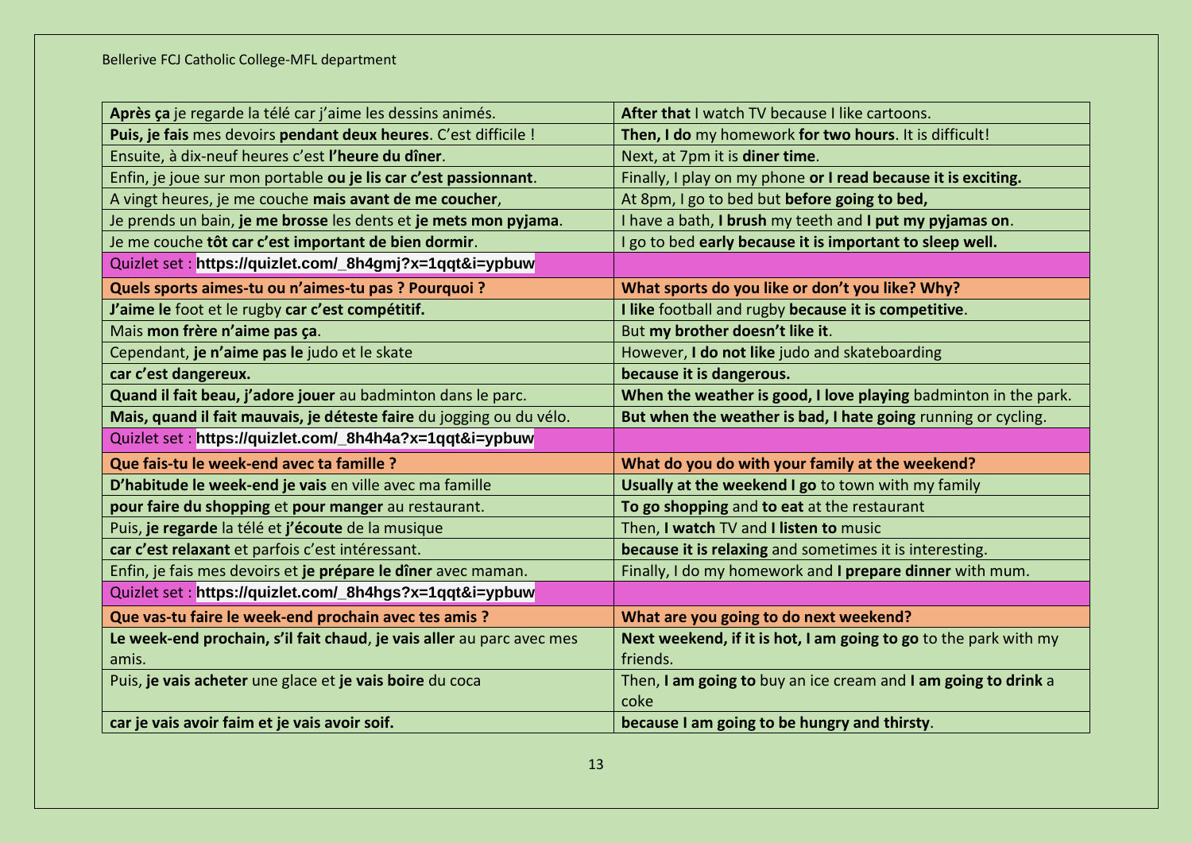| | |
|---|---|
| **Après ça** je regarde la télé car j'aime les dessins animés. | **After that** I watch TV because I like cartoons. |
| **Puis, je fais** mes devoirs **pendant deux heures**. C'est difficile ! | **Then, I do** my homework **for two hours**. It is difficult! |
| Ensuite, à dix-neuf heures c'est **l'heure du dîner**. | Next, at 7pm it is **diner time**. |
| Enfin, je joue sur mon portable **ou je lis car c'est passionnant**. | Finally, I play on my phone **or I read because it is exciting.** |
| A vingt heures, je me couche **mais avant de me coucher**, | At 8pm, I go to bed but **before going to bed,** |
| Je prends un bain, **je me brosse** les dents et **je mets mon pyjama**. | I have a bath, **I brush** my teeth and **I put my pyjamas on**. |
| Je me couche **tôt car c'est important de bien dormir**. | I go to bed **early because it is important to sleep well.** |
| Quizlet set : **https://quizlet.com/_8h4gmj?x=1qqt&i=ypbuw** | |
| **Quels sports aimes-tu ou n'aimes-tu pas ? Pourquoi ?** | **What sports do you like or don't you like? Why?** |
| **J'aime le** foot et le rugby **car c'est compétitif.** | **I like** football and rugby **because it is competitive**. |
| Mais **mon frère n'aime pas ça**. | But **my brother doesn't like it**. |
| Cependant, **je n'aime pas le** judo et le skate | However, **I do not like** judo and skateboarding |
| **car c'est dangereux.** | **because it is dangerous.** |
| **Quand il fait beau, j'adore jouer** au badminton dans le parc. | **When the weather is good, I love playing** badminton in the park. |
| **Mais, quand il fait mauvais, je déteste faire** du jogging ou du vélo. | **But when the weather is bad, I hate going** running or cycling. |
| Quizlet set : **https://quizlet.com/_8h4h4a?x=1qqt&i=ypbuw** | |
| **Que fais-tu le week-end avec ta famille ?** | **What do you do with your family at the weekend?** |
| **D'habitude le week-end je vais** en ville avec ma famille | **Usually at the weekend I go** to town with my family |
| **pour faire du shopping** et **pour manger** au restaurant. | **To go shopping** and **to eat** at the restaurant |
| Puis, **je regarde** la télé et **j'écoute** de la musique | Then, **I watch** TV and **I listen to** music |
| **car c'est relaxant** et parfois c'est intéressant. | **because it is relaxing** and sometimes it is interesting. |
| Enfin, je fais mes devoirs et **je prépare le dîner** avec maman. | Finally, I do my homework and **I prepare dinner** with mum. |
| Quizlet set : **https://quizlet.com/_8h4hgs?x=1qqt&i=ypbuw** | |
| **Que vas-tu faire le week-end prochain avec tes amis ?** | **What are you going to do next weekend?** |
| **Le week-end prochain, s'il fait chaud**, **je vais aller** au parc avec mes amis. | **Next weekend, if it is hot, I am going to go** to the park with my friends. |
| Puis, **je vais acheter** une glace et **je vais boire** du coca | Then, **I am going to** buy an ice cream and **I am going to drink** a coke |
| **car je vais avoir faim et je vais avoir soif.** | **because I am going to be hungry and thirsty**. |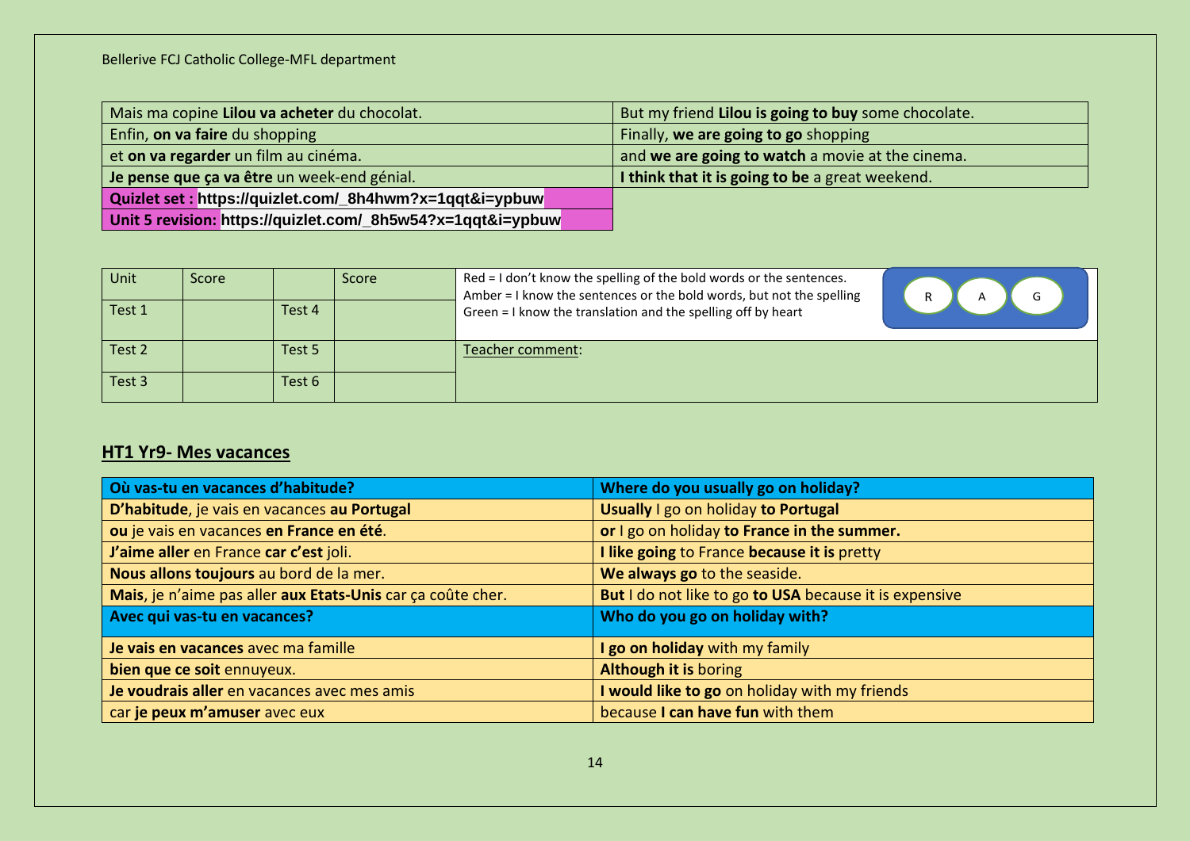| | |
|---|---|
| Mais ma copine **Lilou va acheter** du chocolat. | But my friend **Lilou is going to buy** some chocolate. |
| Enfin, **on va faire** du shopping | Finally, **we are going to go** shopping |
| et **on va regarder** un film au cinéma. | and **we are going to watch** a movie at the cinema. |
| **Je pense que ça va être** un week-end génial. | **I think that it is going to be** a great weekend. |
| **Quizlet set : https://quizlet.com/_8h4hwm?x=1qqt&i=ypbuw** | |
| **Unit 5 revision: https://quizlet.com/_8h5w54?x=1qqt&i=ypbuw** | |

| Unit | Score | | Score | Red = I don't know the spelling of the bold words or the sentences. Amber = I know the sentences or the bold words, but not the spelling Green = I know the translation and the spelling off by heart (R A G) |
|---|---|---|---|---|
| Test 1 | | Test 4 | | |
| Test 2 | | Test 5 | | Teacher comment: |
| Test 3 | | Test 6 | | |

## HT1 Yr9- Mes vacances

| **Où vas-tu en vacances d'habitude?** | **Where do you usually go on holiday?** |
|---|---|
| **D'habitude**, je vais en vacances **au Portugal** | **Usually** I go on holiday **to Portugal** |
| **ou** je vais en vacances **en France en été**. | **or** I go on holiday **to France in the summer.** |
| **J'aime aller** en France **car c'est** joli. | **I like going** to France **because it is** pretty |
| **Nous allons toujours** au bord de la mer. | **We always go** to the seaside. |
| **Mais**, je n'aime pas aller **aux Etats-Unis** car ça coûte cher. | **But** I do not like to go **to USA** because it is expensive |
| **Avec qui vas-tu en vacances?** | **Who do you go on holiday with?** |
| **Je vais en vacances** avec ma famille | **I go on holiday** with my family |
| **bien que ce soit** ennuyeux. | **Although it is** boring |
| **Je voudrais aller** en vacances avec mes amis | **I would like to go** on holiday with my friends |
| car **je peux m'amuser** avec eux | because **I can have fun** with them |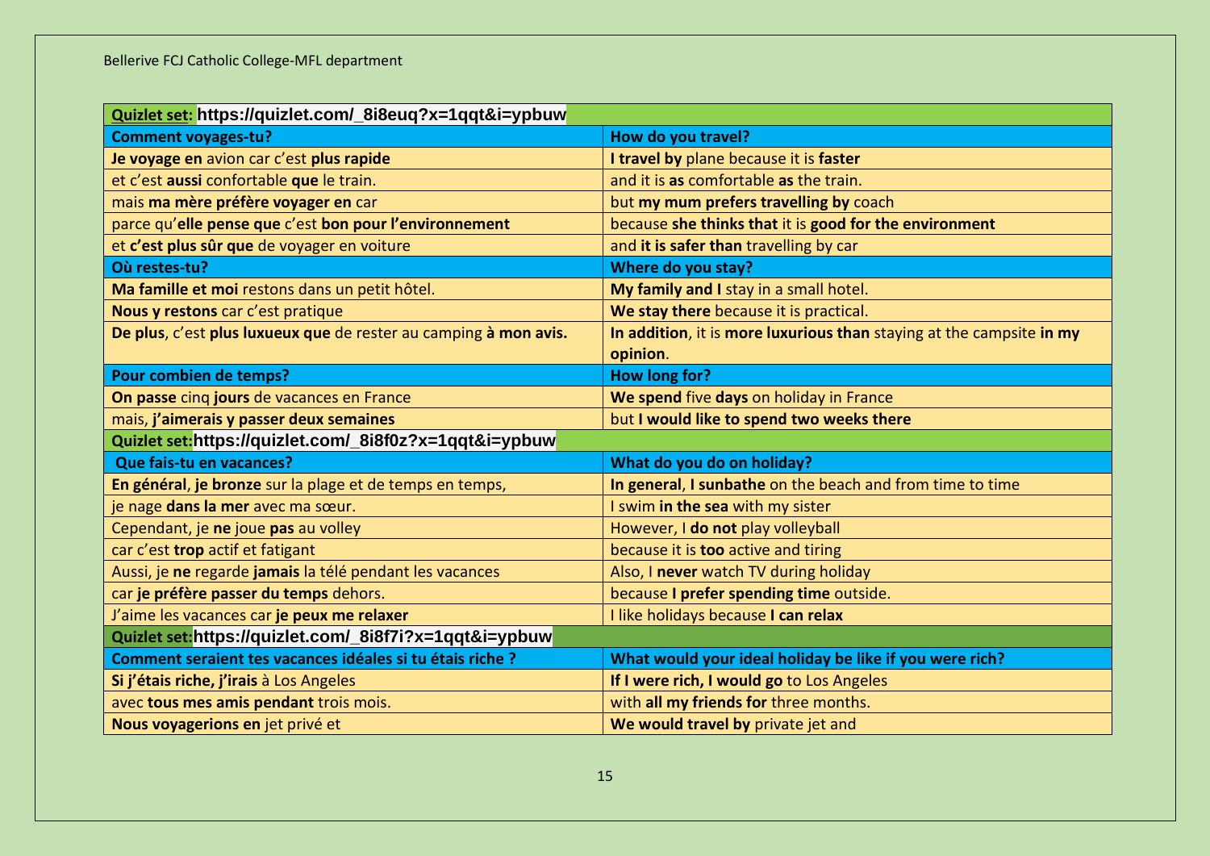| **Quizlet set:** https://quizlet.com/_8i8euq?x=1qqt&i=ypbuw | |
|---|---|
| **Comment voyages-tu?** | **How do you travel?** |
| **Je voyage en** avion car c'est **plus rapide** | **I travel by** plane because it is **faster** |
| et c'est **aussi** confortable **que** le train. | and it is **as** comfortable **as** the train. |
| mais **ma mère préfère voyager en** car | but **my mum prefers travelling by** coach |
| parce qu'**elle pense que** c'est **bon pour l'environnement** | because **she thinks that** it is **good for the environment** |
| et **c'est plus sûr que** de voyager en voiture | and **it is safer than** travelling by car |
| **Où restes-tu?** | **Where do you stay?** |
| **Ma famille et moi** restons dans un petit hôtel. | **My family and I** stay in a small hotel. |
| **Nous y restons** car c'est pratique | **We stay there** because it is practical. |
| **De plus**, c'est **plus luxueux que** de rester au camping **à mon avis.** | **In addition**, it is **more luxurious than** staying at the campsite **in my opinion**. |
| **Pour combien de temps?** | **How long for?** |
| **On passe** cinq **jours** de vacances en France | **We spend** five **days** on holiday in France |
| mais, **j'aimerais y passer deux semaines** | but **I would like to spend two weeks there** |
| **Quizlet set:** https://quizlet.com/_8i8f0z?x=1qqt&i=ypbuw | |
| **Que fais-tu en vacances?** | **What do you do on holiday?** |
| **En général**, **je bronze** sur la plage et de temps en temps, | **In general**, **I sunbathe** on the beach and from time to time |
| je nage **dans la mer** avec ma sœur. | I swim **in the sea** with my sister |
| Cependant, je **ne** joue **pas** au volley | However, I **do not** play volleyball |
| car c'est **trop** actif et fatigant | because it is **too** active and tiring |
| Aussi, je **ne** regarde **jamais** la télé pendant les vacances | Also, I **never** watch TV during holiday |
| car **je préfère passer du temps** dehors. | because **I prefer spending time** outside. |
| J'aime les vacances car **je peux me relaxer** | I like holidays because **I can relax** |
| **Quizlet set:** https://quizlet.com/_8i8f7i?x=1qqt&i=ypbuw | |
| **Comment seraient tes vacances idéales si tu étais riche ?** | **What would your ideal holiday be like if you were rich?** |
| **Si j'étais riche, j'irais** à Los Angeles | **If I were rich, I would go** to Los Angeles |
| avec **tous mes amis pendant** trois mois. | with **all my friends for** three months. |
| **Nous voyagerions en** jet privé et | **We would travel by** private jet and |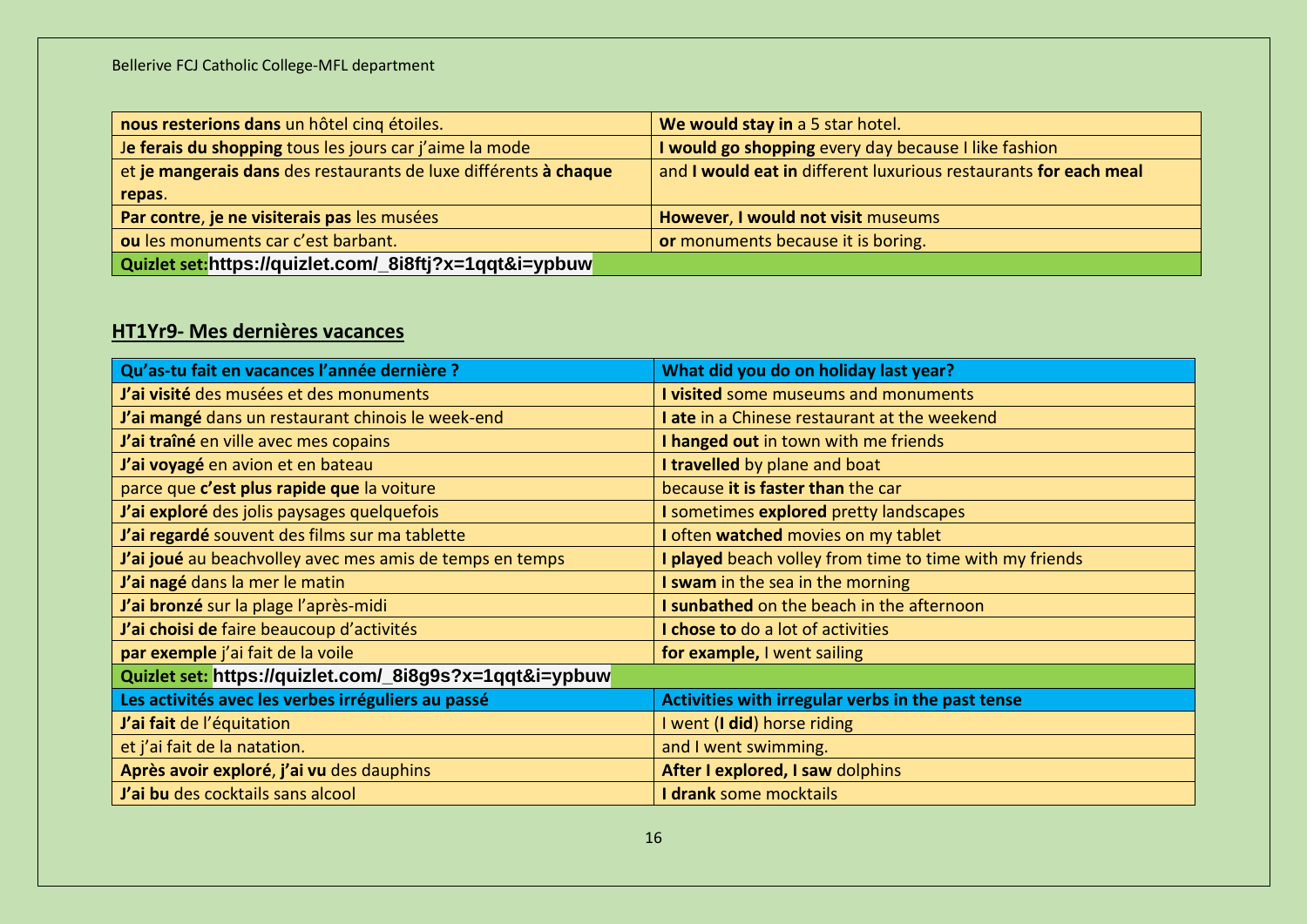| **nous resterions dans** un hôtel cinq étoiles. | **We would stay in** a 5 star hotel. |
|---|---|
| J**e ferais du shopping** tous les jours car j'aime la mode | **I would go shopping** every day because I like fashion |
| et **je mangerais dans** des restaurants de luxe différents **à chaque repas**. | and **I would eat in** different luxurious restaurants **for each meal** |
| **Par contre**, **je ne visiterais pas** les musées | **However**, **I would not visit** museums |
| **ou** les monuments car c'est barbant. | **or** monuments because it is boring. |
| **Quizlet set:https://quizlet.com/_8i8ftj?x=1qqt&i=ypbuw** | |

## HT1Yr9- Mes dernières vacances

| **Qu'as-tu fait en vacances l'année dernière ?** | **What did you do on holiday last year?** |
|---|---|
| **J'ai visité** des musées et des monuments | **I visited** some museums and monuments |
| **J'ai mangé** dans un restaurant chinois le week-end | **I ate** in a Chinese restaurant at the weekend |
| **J'ai traîné** en ville avec mes copains | **I hanged out** in town with me friends |
| **J'ai voyagé** en avion et en bateau | **I travelled** by plane and boat |
| parce que **c'est plus rapide que** la voiture | because **it is faster than** the car |
| **J'ai exploré** des jolis paysages quelquefois | **I** sometimes **explored** pretty landscapes |
| **J'ai regardé** souvent des films sur ma tablette | **I** often **watched** movies on my tablet |
| **J'ai joué** au beachvolley avec mes amis de temps en temps | **I played** beach volley from time to time with my friends |
| **J'ai nagé** dans la mer le matin | **I swam** in the sea in the morning |
| **J'ai bronzé** sur la plage l'après-midi | **I sunbathed** on the beach in the afternoon |
| **J'ai choisi de** faire beaucoup d'activités | **I chose to** do a lot of activities |
| **par exemple** j'ai fait de la voile | **for example,** I went sailing |
| **Quizlet set: https://quizlet.com/_8i8g9s?x=1qqt&i=ypbuw** | |
| **Les activités avec les verbes irréguliers au passé** | **Activities with irregular verbs in the past tense** |
| **J'ai fait** de l'équitation | I went (**I did**) horse riding |
| et j'ai fait de la natation. | and I went swimming. |
| **Après avoir exploré**, **j'ai vu** des dauphins | **After I explored, I saw** dolphins |
| **J'ai bu** des cocktails sans alcool | **I drank** some mocktails |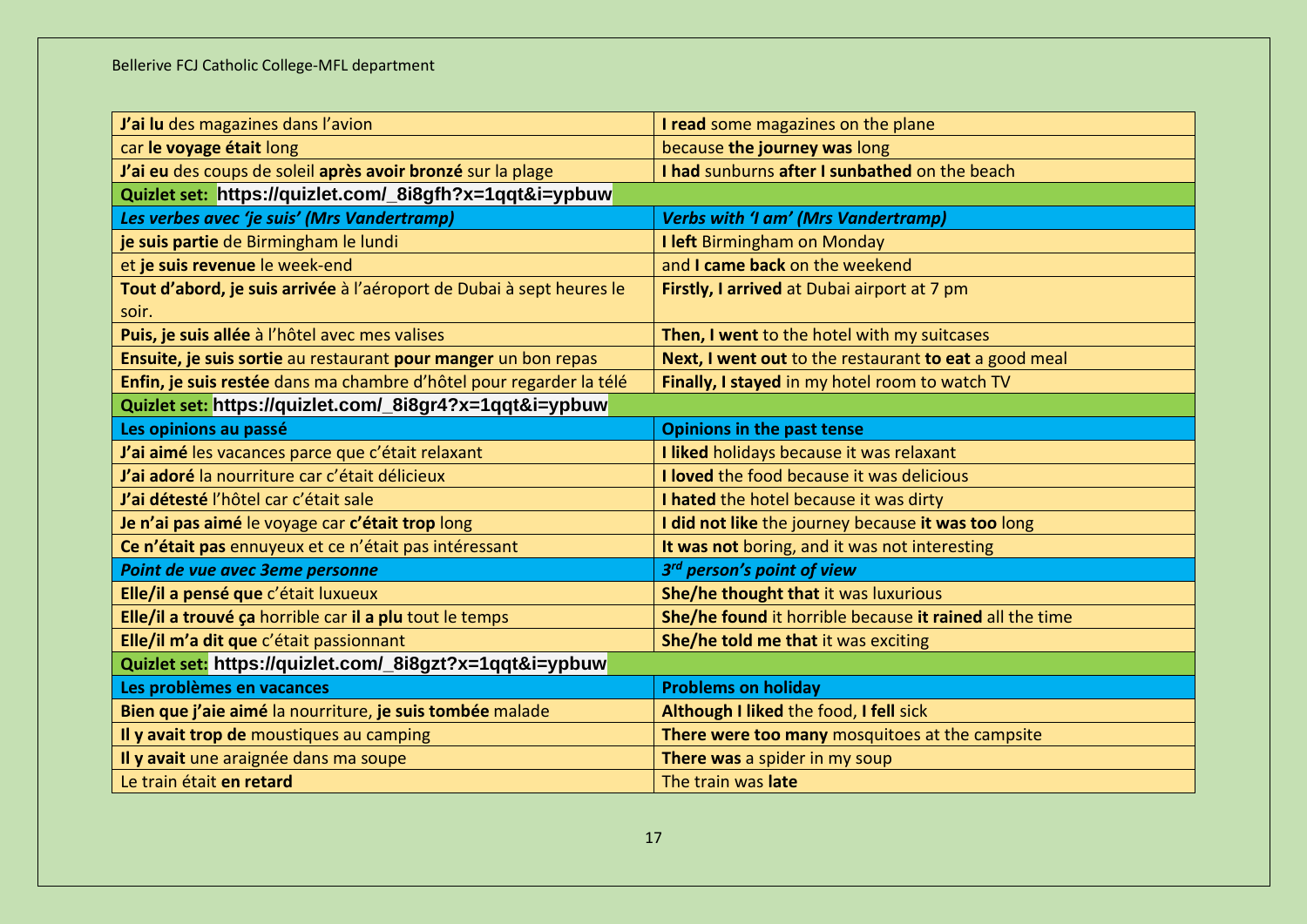| | |
|---|---|
| **J'ai lu** des magazines dans l'avion | **I read** some magazines on the plane |
| car **le voyage était** long | because **the journey was** long |
| **J'ai eu** des coups de soleil **après avoir bronzé** sur la plage | **I had** sunburns **after I sunbathed** on the beach |
| **Quizlet set: https://quizlet.com/_8i8gfh?x=1qqt&i=ypbuw** | |
| ***Les verbes avec 'je suis' (Mrs Vandertramp)*** | ***Verbs with 'I am' (Mrs Vandertramp)*** |
| **je suis partie** de Birmingham le lundi | **I left** Birmingham on Monday |
| et **je suis revenue** le week-end | and **I came back** on the weekend |
| **Tout d'abord, je suis arrivée** à l'aéroport de Dubai à sept heures le soir. | **Firstly, I arrived** at Dubai airport at 7 pm |
| **Puis, je suis allée** à l'hôtel avec mes valises | **Then, I went** to the hotel with my suitcases |
| **Ensuite, je suis sortie** au restaurant **pour manger** un bon repas | **Next, I went out** to the restaurant **to eat** a good meal |
| **Enfin, je suis restée** dans ma chambre d'hôtel pour regarder la télé | **Finally, I stayed** in my hotel room to watch TV |
| **Quizlet set: https://quizlet.com/_8i8gr4?x=1qqt&i=ypbuw** | |
| **Les opinions au passé** | **Opinions in the past tense** |
| **J'ai aimé** les vacances parce que c'était relaxant | **I liked** holidays because it was relaxant |
| **J'ai adoré** la nourriture car c'était délicieux | **I loved** the food because it was delicious |
| **J'ai détesté** l'hôtel car c'était sale | **I hated** the hotel because it was dirty |
| **Je n'ai pas aimé** le voyage car **c'était trop** long | **I did not like** the journey because **it was too** long |
| **Ce n'était pas** ennuyeux et ce n'était pas intéressant | **It was not** boring, and it was not interesting |
| ***Point de vue avec 3eme personne*** | ***3rd person's point of view*** |
| **Elle/il a pensé que** c'était luxueux | **She/he thought that** it was luxurious |
| **Elle/il a trouvé ça** horrible car **il a plu** tout le temps | **She/he found** it horrible because **it rained** all the time |
| **Elle/il m'a dit que** c'était passionnant | **She/he told me that** it was exciting |
| **Quizlet set: https://quizlet.com/_8i8gzt?x=1qqt&i=ypbuw** | |
| **Les problèmes en vacances** | **Problems on holiday** |
| **Bien que j'aie aimé** la nourriture, **je suis tombée** malade | **Although I liked** the food, **I fell** sick |
| **Il y avait trop de** moustiques au camping | **There were too many** mosquitoes at the campsite |
| **Il y avait** une araignée dans ma soupe | **There was** a spider in my soup |
| Le train était **en retard** | The train was **late** |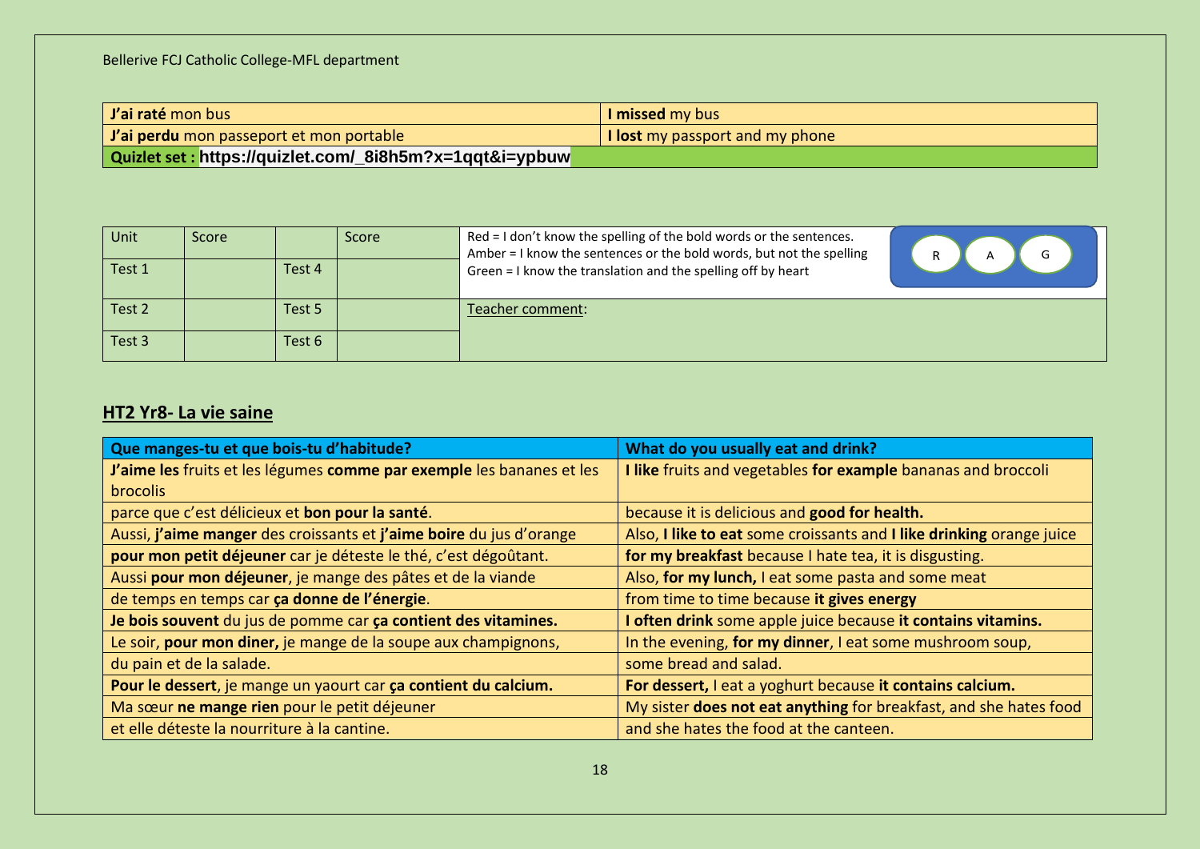| **J'ai raté** mon bus | **I missed** my bus |
|---|---|
| **J'ai perdu** mon passeport et mon portable | **I lost** my passport and my phone |
| **Quizlet set : https://quizlet.com/_8i8h5m?x=1qqt&i=ypbuw** | |

| Unit | Score | | Score | Red = I don't know the spelling of the bold words or the sentences. Amber = I know the sentences or the bold words, but not the spelling Green = I know the translation and the spelling off by heart — R A G |
|---|---|---|---|---|
| Test 1 | | Test 4 | | |
| Test 2 | | Test 5 | | Teacher comment: |
| Test 3 | | Test 6 | | |

## HT2 Yr8- La vie saine

| **Que manges-tu et que bois-tu d'habitude?** | **What do you usually eat and drink?** |
|---|---|
| **J'aime les** fruits et les légumes **comme par exemple** les bananes et les brocolis | **I like** fruits and vegetables **for example** bananas and broccoli |
| parce que c'est délicieux et **bon pour la santé**. | because it is delicious and **good for health.** |
| Aussi, **j'aime manger** des croissants et **j'aime boire** du jus d'orange | Also, **I like to eat** some croissants and **I like drinking** orange juice |
| **pour mon petit déjeuner** car je déteste le thé, c'est dégoûtant. | **for my breakfast** because I hate tea, it is disgusting. |
| Aussi **pour mon déjeuner**, je mange des pâtes et de la viande | Also, **for my lunch,** I eat some pasta and some meat |
| de temps en temps car **ça donne de l'énergie**. | from time to time because **it gives energy** |
| **Je bois souvent** du jus de pomme car **ça contient des vitamines.** | **I often drink** some apple juice because **it contains vitamins.** |
| Le soir, **pour mon diner,** je mange de la soupe aux champignons, | In the evening, **for my dinner**, I eat some mushroom soup, |
| du pain et de la salade. | some bread and salad. |
| **Pour le dessert**, je mange un yaourt car **ça contient du calcium.** | **For dessert,** I eat a yoghurt because **it contains calcium.** |
| Ma sœur **ne mange rien** pour le petit déjeuner | My sister **does not eat anything** for breakfast, and she hates food |
| et elle déteste la nourriture à la cantine. | and she hates the food at the canteen. |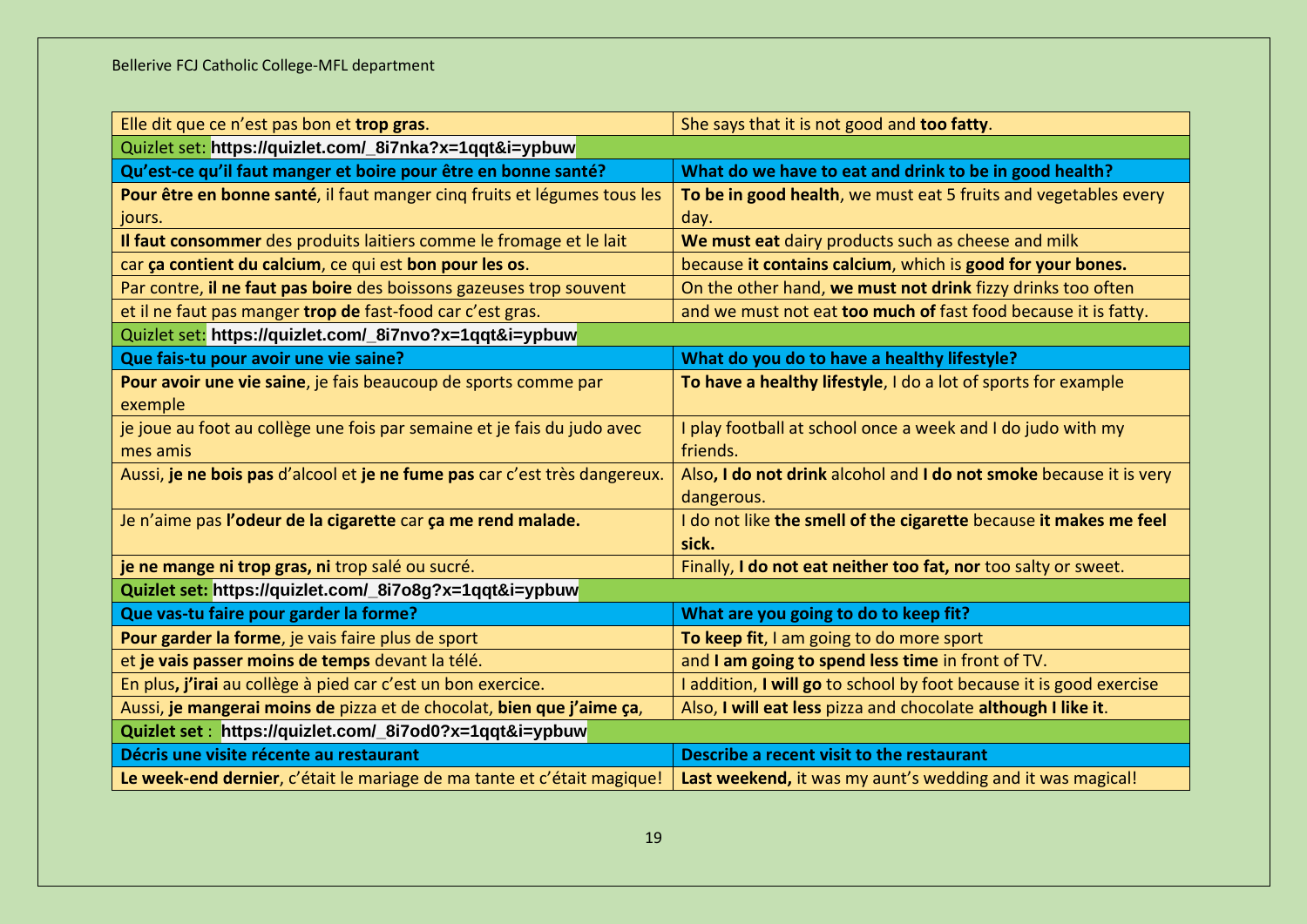| | |
|---|---|
| Elle dit que ce n'est pas bon et **trop gras**. | She says that it is not good and **too fatty**. |
| Quizlet set: **https://quizlet.com/_8i7nka?x=1qqt&i=ypbuw** | |
| **Qu'est-ce qu'il faut manger et boire pour être en bonne santé?** | **What do we have to eat and drink to be in good health?** |
| **Pour être en bonne santé**, il faut manger cinq fruits et légumes tous les jours. | **To be in good health**, we must eat 5 fruits and vegetables every day. |
| **Il faut consommer** des produits laitiers comme le fromage et le lait | **We must eat** dairy products such as cheese and milk |
| car **ça contient du calcium**, ce qui est **bon pour les os**. | because **it contains calcium**, which is **good for your bones.** |
| Par contre, **il ne faut pas boire** des boissons gazeuses trop souvent | On the other hand, **we must not drink** fizzy drinks too often |
| et il ne faut pas manger **trop de** fast-food car c'est gras. | and we must not eat **too much of** fast food because it is fatty. |
| Quizlet set: **https://quizlet.com/_8i7nvo?x=1qqt&i=ypbuw** | |
| **Que fais-tu pour avoir une vie saine?** | **What do you do to have a healthy lifestyle?** |
| **Pour avoir une vie saine**, je fais beaucoup de sports comme par exemple | **To have a healthy lifestyle**, I do a lot of sports for example |
| je joue au foot au collège une fois par semaine et je fais du judo avec mes amis | I play football at school once a week and I do judo with my friends. |
| Aussi, **je ne bois pas** d'alcool et **je ne fume pas** car c'est très dangereux. | Also**, I do not drink** alcohol and **I do not smoke** because it is very dangerous. |
| Je n'aime pas **l'odeur de la cigarette** car **ça me rend malade.** | I do not like **the smell of the cigarette** because **it makes me feel sick.** |
| **je ne mange ni trop gras, ni** trop salé ou sucré. | Finally, **I do not eat neither too fat, nor** too salty or sweet. |
| **Quizlet set: https://quizlet.com/_8i7o8g?x=1qqt&i=ypbuw** | |
| **Que vas-tu faire pour garder la forme?** | **What are you going to do to keep fit?** |
| **Pour garder la forme**, je vais faire plus de sport | **To keep fit**, I am going to do more sport |
| et **je vais passer moins de temps** devant la télé. | and **I am going to spend less time** in front of TV. |
| En plus**, j'irai** au collège à pied car c'est un bon exercice. | I addition, **I will go** to school by foot because it is good exercise |
| Aussi, **je mangerai moins de** pizza et de chocolat, **bien que j'aime ça**, | Also, **I will eat less** pizza and chocolate **although I like it**. |
| **Quizlet set** : **https://quizlet.com/_8i7od0?x=1qqt&i=ypbuw** | |
| **Décris une visite récente au restaurant** | **Describe a recent visit to the restaurant** |
| **Le week-end dernier**, c'était le mariage de ma tante et c'était magique! | **Last weekend,** it was my aunt's wedding and it was magical! |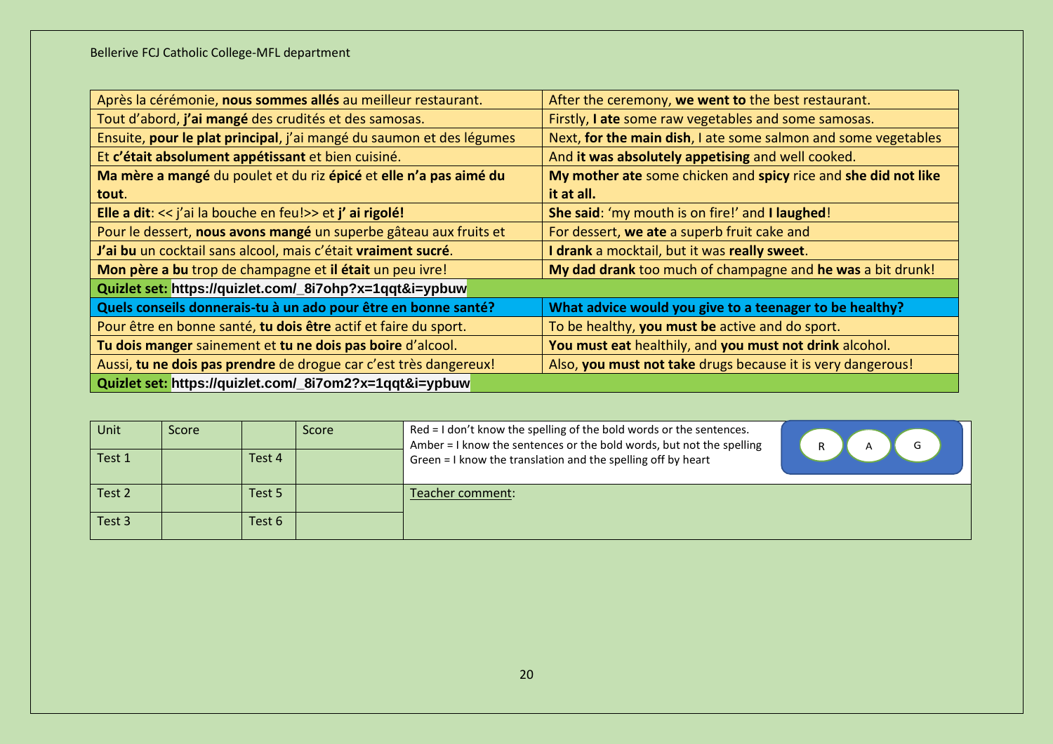Bellerive FCJ Catholic College-MFL department

| Après la cérémonie, **nous sommes allés** au meilleur restaurant. | After the ceremony, **we went to** the best restaurant. |
|---|---|
| Tout d'abord, **j'ai mangé** des crudités et des samosas. | Firstly, **I ate** some raw vegetables and some samosas. |
| Ensuite, **pour le plat principal**, j'ai mangé du saumon et des légumes | Next, **for the main dish**, I ate some salmon and some vegetables |
| Et **c'était absolument appétissant** et bien cuisiné. | And **it was absolutely appetising** and well cooked. |
| **Ma mère a mangé** du poulet et du riz **épicé** et **elle n'a pas aimé du tout**. | **My mother ate** some chicken and **spicy** rice and **she did not like it at all.** |
| **Elle a dit**: << j'ai la bouche en feu!>> et **j' ai rigolé!** | **She said**: 'my mouth is on fire!' and **I laughed**! |
| Pour le dessert, **nous avons mangé** un superbe gâteau aux fruits et | For dessert, **we ate** a superb fruit cake and |
| **J'ai bu** un cocktail sans alcool, mais c'était **vraiment sucré**. | **I drank** a mocktail, but it was **really sweet**. |
| **Mon père a bu** trop de champagne et **il était** un peu ivre! | **My dad drank** too much of champagne and **he was** a bit drunk! |
| **Quizlet set: https://quizlet.com/_8i7ohp?x=1qqt&i=ypbuw** | |
| **Quels conseils donnerais-tu à un ado pour être en bonne santé?** | **What advice would you give to a teenager to be healthy?** |
| Pour être en bonne santé, **tu dois être** actif et faire du sport. | To be healthy, **you must be** active and do sport. |
| **Tu dois manger** sainement et **tu ne dois pas boire** d'alcool. | **You must eat** healthily, and **you must not drink** alcohol. |
| Aussi, **tu ne dois pas prendre** de drogue car c'est très dangereux! | Also, **you must not take** drugs because it is very dangerous! |
| **Quizlet set: https://quizlet.com/_8i7om2?x=1qqt&i=ypbuw** | |

| Unit | Score | | Score | Red = I don't know the spelling of the bold words or the sentences.<br>Amber = I know the sentences or the bold words, but not the spelling<br>Green = I know the translation and the spelling off by heart<br>R A G |
|---|---|---|---|---|
| Test 1 | | Test 4 | | |
| Test 2 | | Test 5 | | Teacher comment: |
| Test 3 | | Test 6 | | |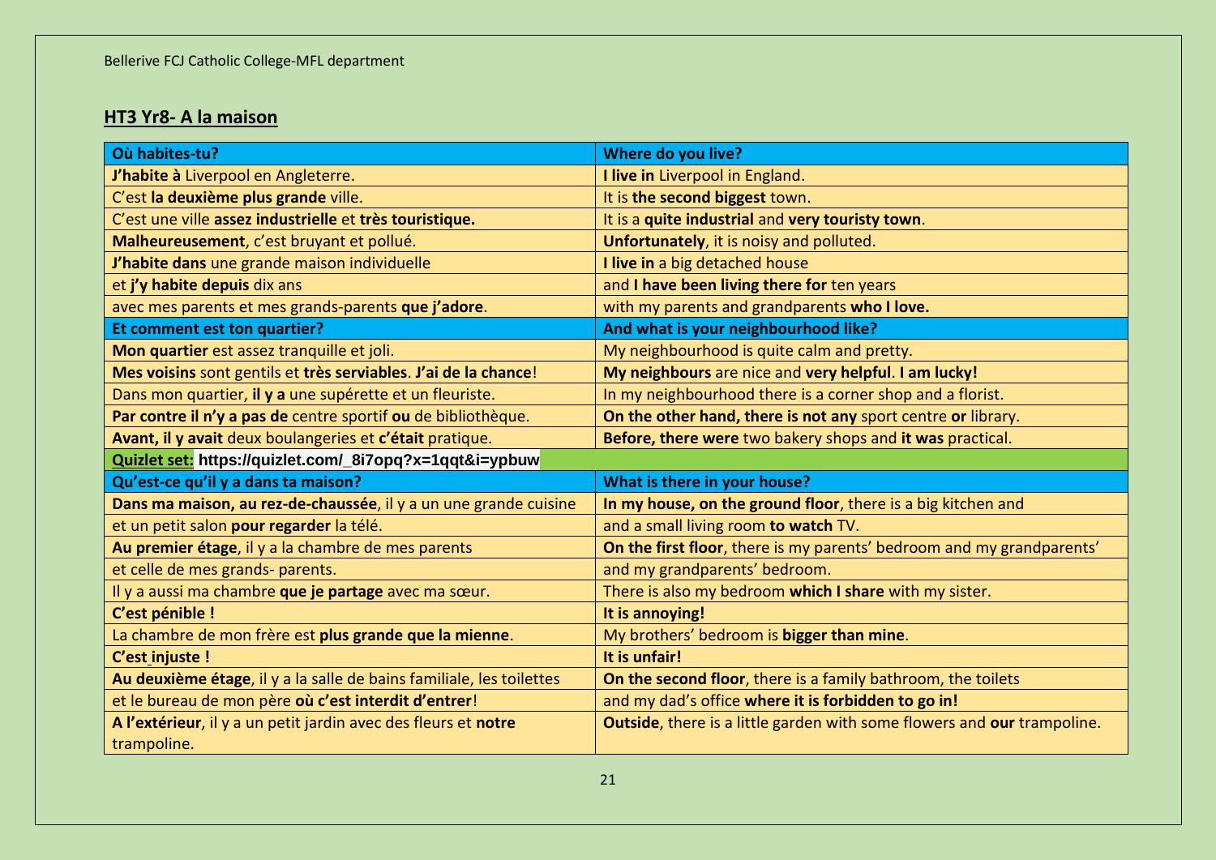## **HT3 Yr8- A la maison**

| **Où habites-tu?** | **Where do you live?** |
|---|---|
| **J'habite à** Liverpool en Angleterre. | **I live in** Liverpool in England. |
| C'est **la deuxième plus grande** ville. | It is **the second biggest** town. |
| C'est une ville **assez industrielle** et **très touristique.** | It is a **quite industrial** and **very touristy town**. |
| **Malheureusement**, c'est bruyant et pollué. | **Unfortunately**, it is noisy and polluted. |
| **J'habite dans** une grande maison individuelle | **I live in** a big detached house |
| et **j'y habite depuis** dix ans | and **I have been living there for** ten years |
| avec mes parents et mes grands-parents **que j'adore**. | with my parents and grandparents **who I love.** |
| **Et comment est ton quartier?** | **And what is your neighbourhood like?** |
| **Mon quartier** est assez tranquille et joli. | My neighbourhood is quite calm and pretty. |
| **Mes voisins** sont gentils et **très serviables**. **J'ai de la chance**! | **My neighbours** are nice and **very helpful**. **I am lucky!** |
| Dans mon quartier, **il y a** une supérette et un fleuriste. | In my neighbourhood there is a corner shop and a florist. |
| **Par contre il n'y a pas de** centre sportif **ou** de bibliothèque. | **On the other hand, there is not any** sport centre **or** library. |
| **Avant, il y avait** deux boulangeries et **c'était** pratique. | **Before, there were** two bakery shops and **it was** practical. |
| **Quizlet set:** https://quizlet.com/_8i7opq?x=1qqt&i=ypbuw | |
| **Qu'est-ce qu'il y a dans ta maison?** | **What is there in your house?** |
| **Dans ma maison, au rez-de-chaussée**, il y a un une grande cuisine | **In my house, on the ground floor**, there is a big kitchen and |
| et un petit salon **pour regarder** la télé. | and a small living room **to watch** TV. |
| **Au premier étage**, il y a la chambre de mes parents | **On the first floor**, there is my parents' bedroom and my grandparents' |
| et celle de mes grands- parents. | and my grandparents' bedroom. |
| Il y a aussi ma chambre **que je partage** avec ma sœur. | There is also my bedroom **which I share** with my sister. |
| **C'est pénible !** | **It is annoying!** |
| La chambre de mon frère est **plus grande que la mienne**. | My brothers' bedroom is **bigger than mine**. |
| **C'est injuste !** | **It is unfair!** |
| **Au deuxième étage**, il y a la salle de bains familiale, les toilettes | **On the second floor**, there is a family bathroom, the toilets |
| et le bureau de mon père **où c'est interdit d'entrer**! | and my dad's office **where it is forbidden to go in!** |
| **A l'extérieur**, il y a un petit jardin avec des fleurs et **notre** trampoline. | **Outside**, there is a little garden with some flowers and **our** trampoline. |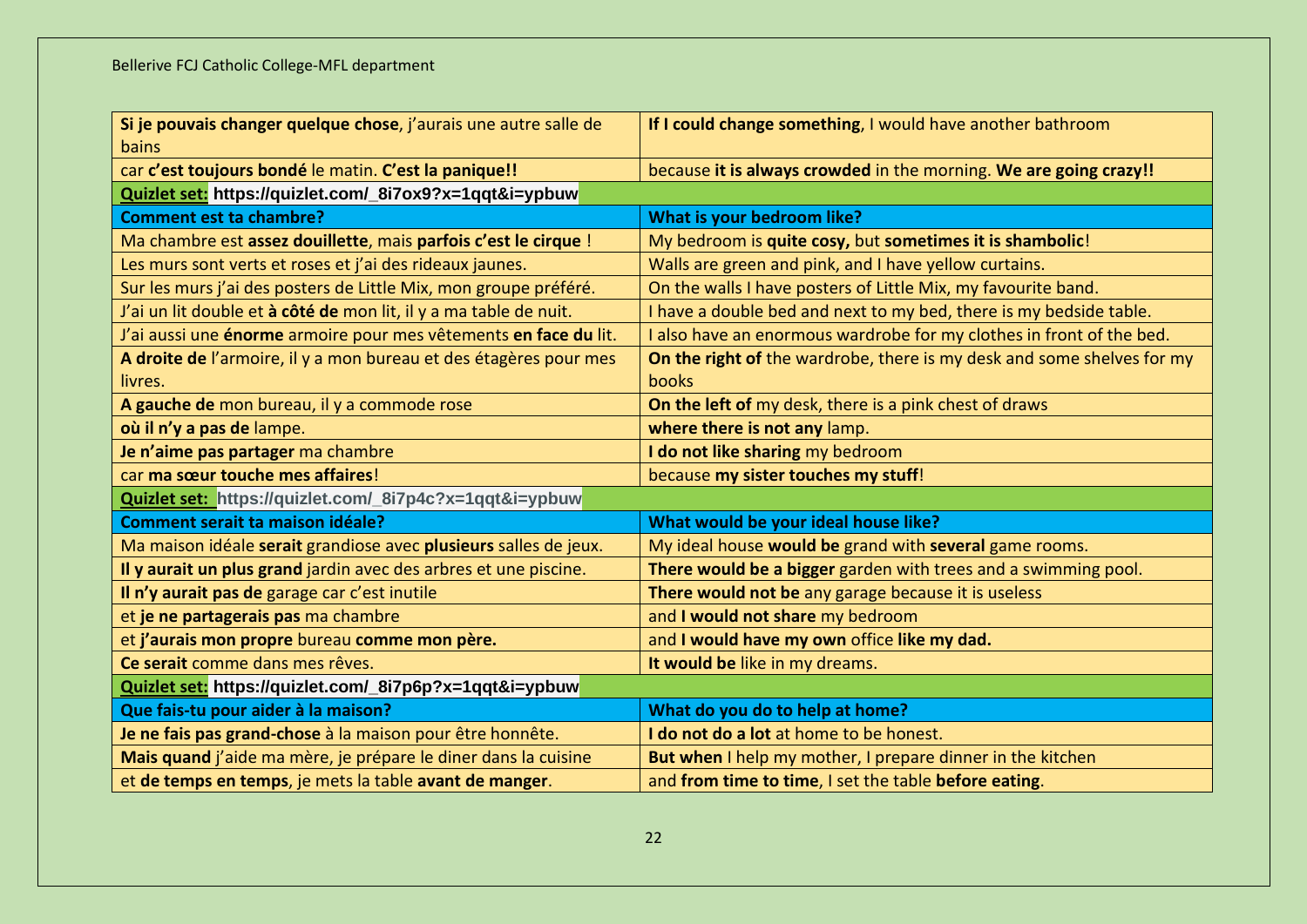| Si je pouvais changer quelque chose, j'aurais une autre salle de bains | If I could change something, I would have another bathroom |
|---|---|
| car **c'est toujours bondé** le matin. **C'est la panique!!** | because **it is always crowded** in the morning. **We are going crazy!!** |
| **Quizlet set:** https://quizlet.com/_8i7ox9?x=1qqt&i=ypbuw | |
| **Comment est ta chambre?** | **What is your bedroom like?** |
| Ma chambre est **assez douillette**, mais **parfois c'est le cirque** ! | My bedroom is **quite cosy,** but **sometimes it is shambolic**! |
| Les murs sont verts et roses et j'ai des rideaux jaunes. | Walls are green and pink, and I have yellow curtains. |
| Sur les murs j'ai des posters de Little Mix, mon groupe préféré. | On the walls I have posters of Little Mix, my favourite band. |
| J'ai un lit double et **à côté de** mon lit, il y a ma table de nuit. | I have a double bed and next to my bed, there is my bedside table. |
| J'ai aussi une **énorme** armoire pour mes vêtements **en face du** lit. | I also have an enormous wardrobe for my clothes in front of the bed. |
| **A droite de** l'armoire, il y a mon bureau et des étagères pour mes livres. | **On the right of** the wardrobe, there is my desk and some shelves for my books |
| **A gauche de** mon bureau, il y a commode rose | **On the left of** my desk, there is a pink chest of draws |
| **où il n'y a pas de** lampe. | **where there is not any** lamp. |
| **Je n'aime pas partager** ma chambre | **I do not like sharing** my bedroom |
| car **ma sœur touche mes affaires**! | because **my sister touches my stuff**! |
| **Quizlet set:** https://quizlet.com/_8i7p4c?x=1qqt&i=ypbuw | |
| **Comment serait ta maison idéale?** | **What would be your ideal house like?** |
| Ma maison idéale **serait** grandiose avec **plusieurs** salles de jeux. | My ideal house **would be** grand with **several** game rooms. |
| **Il y aurait un plus grand** jardin avec des arbres et une piscine. | **There would be a bigger** garden with trees and a swimming pool. |
| **Il n'y aurait pas de** garage car c'est inutile | **There would not be** any garage because it is useless |
| et **je ne partagerais pas** ma chambre | and **I would not share** my bedroom |
| et **j'aurais mon propre** bureau **comme mon père.** | and **I would have my own** office **like my dad.** |
| **Ce serait** comme dans mes rêves. | **It would be** like in my dreams. |
| **Quizlet set:** https://quizlet.com/_8i7p6p?x=1qqt&i=ypbuw | |
| **Que fais-tu pour aider à la maison?** | **What do you do to help at home?** |
| **Je ne fais pas grand-chose** à la maison pour être honnête. | **I do not do a lot** at home to be honest. |
| **Mais quand** j'aide ma mère, je prépare le diner dans la cuisine | **But when** I help my mother, I prepare dinner in the kitchen |
| et **de temps en temps**, je mets la table **avant de manger**. | and **from time to time**, I set the table **before eating**. |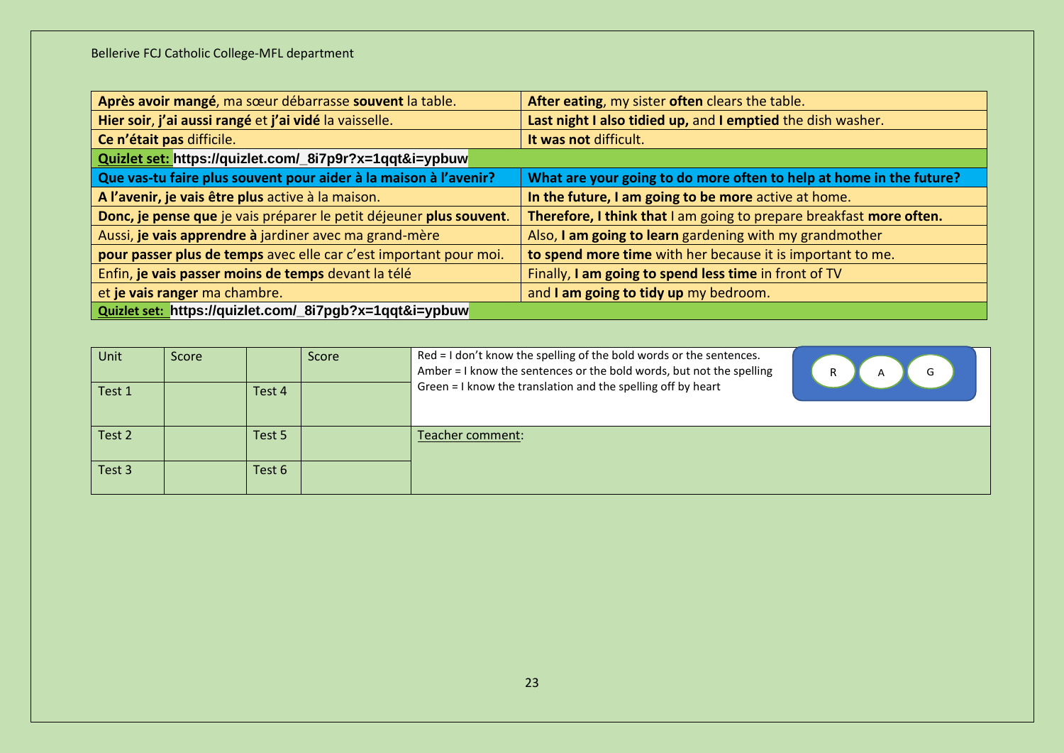| | |
|---|---|
| **Après avoir mangé**, ma sœur débarrasse **souvent** la table. | **After eating**, my sister **often** clears the table. |
| **Hier soir**, **j'ai aussi rangé** et **j'ai vidé** la vaisselle. | **Last night I also tidied up,** and **I emptied** the dish washer. |
| **Ce n'était pas** difficile. | **It was not** difficult. |
| **Quizlet set:** **https://quizlet.com/_8i7p9r?x=1qqt&i=ypbuw** | |
| **Que vas-tu faire plus souvent pour aider à la maison à l'avenir?** | **What are your going to do more often to help at home in the future?** |
| **A l'avenir, je vais être plus** active à la maison. | **In the future, I am going to be more** active at home. |
| **Donc, je pense que** je vais préparer le petit déjeuner **plus souvent**. | **Therefore, I think that** I am going to prepare breakfast **more often.** |
| Aussi, **je vais apprendre à** jardiner avec ma grand-mère | Also, **I am going to learn** gardening with my grandmother |
| **pour passer plus de temps** avec elle car c'est important pour moi. | **to spend more time** with her because it is important to me. |
| Enfin, **je vais passer moins de temps** devant la télé | Finally, **I am going to spend less time** in front of TV |
| et **je vais ranger** ma chambre. | and **I am going to tidy up** my bedroom. |
| **Quizlet set:** **https://quizlet.com/_8i7pgb?x=1qqt&i=ypbuw** | |

| Unit | Score | | Score | Red = I don't know the spelling of the bold words or the sentences. Amber = I know the sentences or the bold words, but not the spelling Green = I know the translation and the spelling off by heart — R A G |
|---|---|---|---|---|
| Test 1 | | Test 4 | | |
| Test 2 | | Test 5 | | Teacher comment: |
| Test 3 | | Test 6 | | |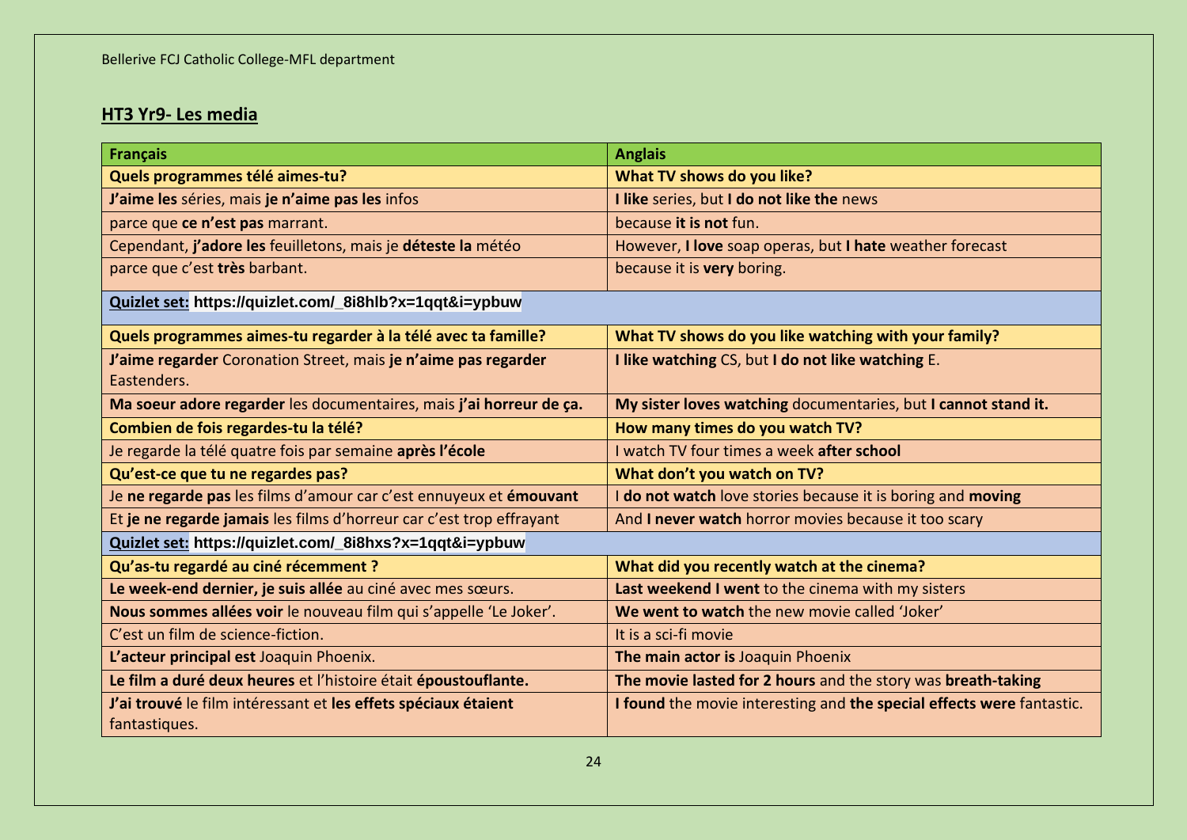## HT3 Yr9- Les media

| Français | Anglais |
|---|---|
| **Quels programmes télé aimes-tu?** | **What TV shows do you like?** |
| **J'aime les** séries, mais **je n'aime pas les** infos | **I like** series, but **I do not like the** news |
| parce que **ce n'est pas** marrant. | because **it is not** fun. |
| Cependant, **j'adore les** feuilletons, mais je **déteste la** météo | However, **I love** soap operas, but **I hate** weather forecast |
| parce que c'est **très** barbant. | because it is **very** boring. |
| **Quizlet set:** https://quizlet.com/_8i8hlb?x=1qqt&i=ypbuw | |
| **Quels programmes aimes-tu regarder à la télé avec ta famille?** | **What TV shows do you like watching with your family?** |
| **J'aime regarder** Coronation Street, mais **je n'aime pas regarder** Eastenders. | **I like watching** CS, but **I do not like watching** E. |
| **Ma soeur adore regarder** les documentaires, mais **j'ai horreur de ça.** | **My sister loves watching** documentaries, but **I cannot stand it.** |
| **Combien de fois regardes-tu la télé?** | **How many times do you watch TV?** |
| Je regarde la télé quatre fois par semaine **après l'école** | I watch TV four times a week **after school** |
| **Qu'est-ce que tu ne regardes pas?** | **What don't you watch on TV?** |
| Je **ne regarde pas** les films d'amour car c'est ennuyeux et **émouvant** | I **do not watch** love stories because it is boring and **moving** |
| Et **je ne regarde jamais** les films d'horreur car c'est trop effrayant | And **I never watch** horror movies because it too scary |
| **Quizlet set:** https://quizlet.com/_8i8hxs?x=1qqt&i=ypbuw | |
| **Qu'as-tu regardé au ciné récemment ?** | **What did you recently watch at the cinema?** |
| **Le week-end dernier, je suis allée** au ciné avec mes sœurs. | **Last weekend I went** to the cinema with my sisters |
| **Nous sommes allées voir** le nouveau film qui s'appelle 'Le Joker'. | **We went to watch** the new movie called 'Joker' |
| C'est un film de science-fiction. | It is a sci-fi movie |
| **L'acteur principal est** Joaquin Phoenix. | **The main actor is** Joaquin Phoenix |
| **Le film a duré deux heures** et l'histoire était **époustouflante.** | **The movie lasted for 2 hours** and the story was **breath-taking** |
| **J'ai trouvé** le film intéressant et **les effets spéciaux étaient** fantastiques. | **I found** the movie interesting and **the special effects were** fantastic. |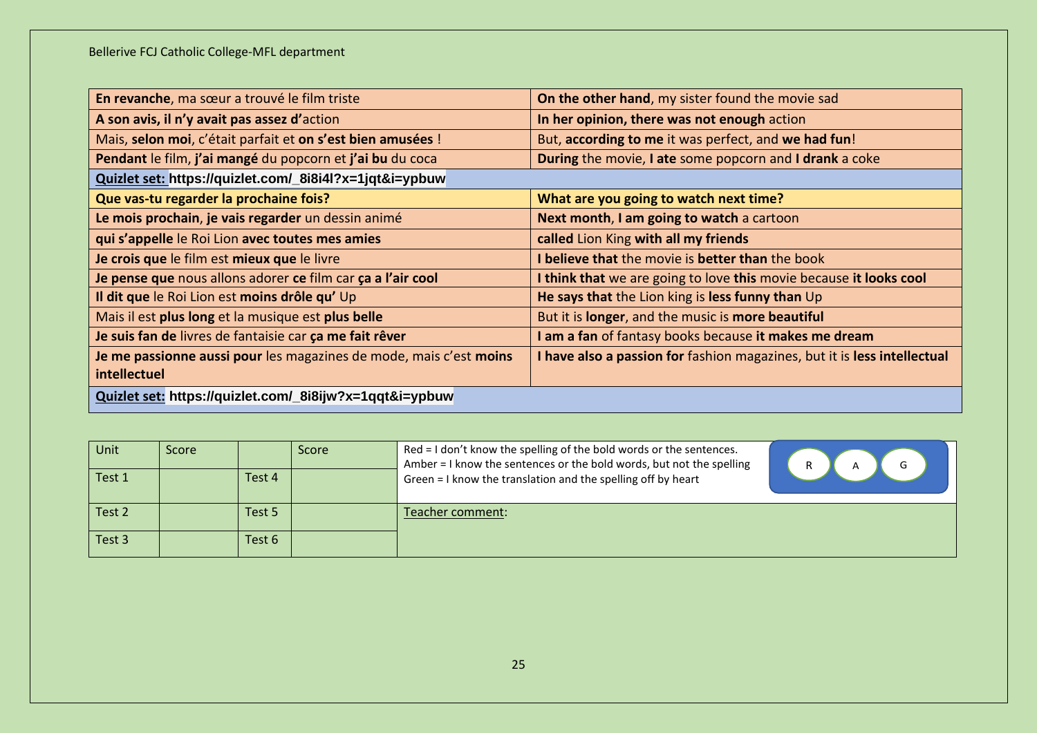| | |
|---|---|
| **En revanche**, ma sœur a trouvé le film triste | **On the other hand**, my sister found the movie sad |
| **A son avis, il n'y avait pas assez d'**action | **In her opinion, there was not enough** action |
| Mais, **selon moi**, c'était parfait et **on s'est bien amusées** ! | But, **according to me** it was perfect, and **we had fun**! |
| **Pendant** le film, **j'ai mangé** du popcorn et **j'ai bu** du coca | **During** the movie, **I ate** some popcorn and **I drank** a coke |
| **Quizlet set: https://quizlet.com/_8i8i4l?x=1jqt&i=ypbuw** | |
| **Que vas-tu regarder la prochaine fois?** | **What are you going to watch next time?** |
| **Le mois prochain**, **je vais regarder** un dessin animé | **Next month**, **I am going to watch** a cartoon |
| **qui s'appelle** le Roi Lion **avec toutes mes amies** | **called** Lion King **with all my friends** |
| **Je crois que** le film est **mieux que** le livre | **I believe that** the movie is **better than** the book |
| **Je pense que** nous allons adorer **ce** film car **ça a l'air cool** | **I think that** we are going to love **this** movie because **it looks cool** |
| **Il dit que** le Roi Lion est **moins drôle qu'** Up | **He says that** the Lion king is **less funny than** Up |
| Mais il est **plus long** et la musique est **plus belle** | But it is **longer**, and the music is **more beautiful** |
| **Je suis fan de** livres de fantaisie car **ça me fait rêver** | **I am a fan** of fantasy books because **it makes me dream** |
| **Je me passionne aussi pour** les magazines de mode, mais c'est **moins intellectuel** | **I have also a passion for** fashion magazines, but it is **less intellectual** |
| **Quizlet set: https://quizlet.com/_8i8ijw?x=1qqt&i=ypbuw** | |

| Unit | Score | | Score | Red = I don't know the spelling of the bold words or the sentences. Amber = I know the sentences or the bold words, but not the spelling Green = I know the translation and the spelling off by heart (R A G) |
|---|---|---|---|---|
| Test 1 | | Test 4 | | |
| Test 2 | | Test 5 | | Teacher comment: |
| Test 3 | | Test 6 | | |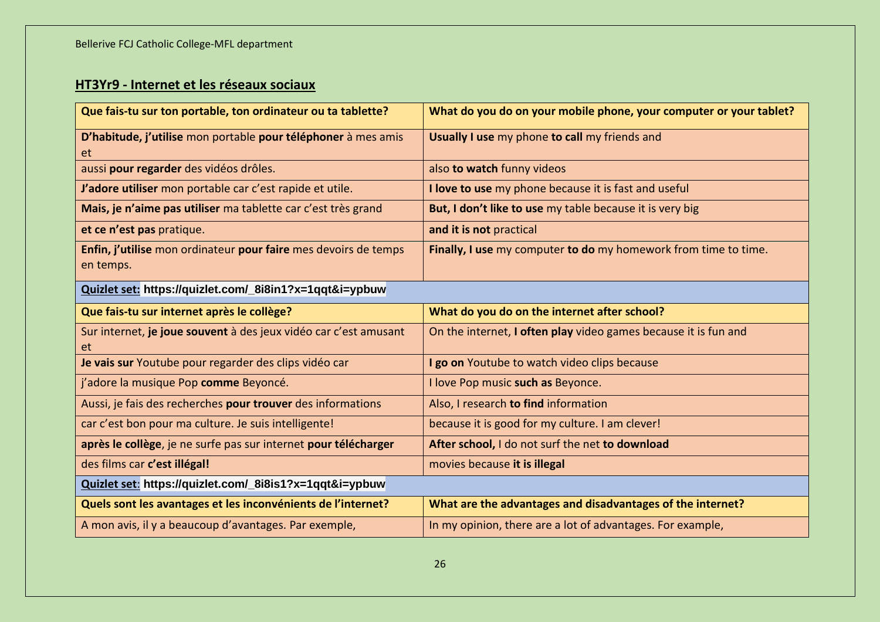## HT3Yr9 - Internet et les réseaux sociaux

| **Que fais-tu sur ton portable, ton ordinateur ou ta tablette?** | **What do you do on your mobile phone, your computer or your tablet?** |
|---|---|
| **D'habitude, j'utilise** mon portable **pour téléphoner** à mes amis et | **Usually I use** my phone **to call** my friends and |
| aussi **pour regarder** des vidéos drôles. | also **to watch** funny videos |
| **J'adore utiliser** mon portable car c'est rapide et utile. | **I love to use** my phone because it is fast and useful |
| **Mais, je n'aime pas utiliser** ma tablette car c'est très grand | **But, I don't like to use** my table because it is very big |
| **et ce n'est pas** pratique. | **and it is not** practical |
| **Enfin, j'utilise** mon ordinateur **pour faire** mes devoirs de temps en temps. | **Finally, I use** my computer **to do** my homework from time to time. |
| **Quizlet set:** **https://quizlet.com/_8i8in1?x=1qqt&i=ypbuw** | |
| **Que fais-tu sur internet après le collège?** | **What do you do on the internet after school?** |
| Sur internet, **je joue souvent** à des jeux vidéo car c'est amusant et | On the internet, **I often play** video games because it is fun and |
| **Je vais sur** Youtube pour regarder des clips vidéo car | **I go on** Youtube to watch video clips because |
| j'adore la musique Pop **comme** Beyoncé. | I love Pop music **such as** Beyonce. |
| Aussi, je fais des recherches **pour trouver** des informations | Also, I research **to find** information |
| car c'est bon pour ma culture. Je suis intelligente! | because it is good for my culture. I am clever! |
| **après le collège**, je ne surfe pas sur internet **pour télécharger** | **After school,** I do not surf the net **to download** |
| des films car **c'est illégal!** | movies because **it is illegal** |
| **Quizlet set**: **https://quizlet.com/_8i8is1?x=1qqt&i=ypbuw** | |
| **Quels sont les avantages et les inconvénients de l'internet?** | **What are the advantages and disadvantages of the internet?** |
| A mon avis, il y a beaucoup d'avantages. Par exemple, | In my opinion, there are a lot of advantages. For example, |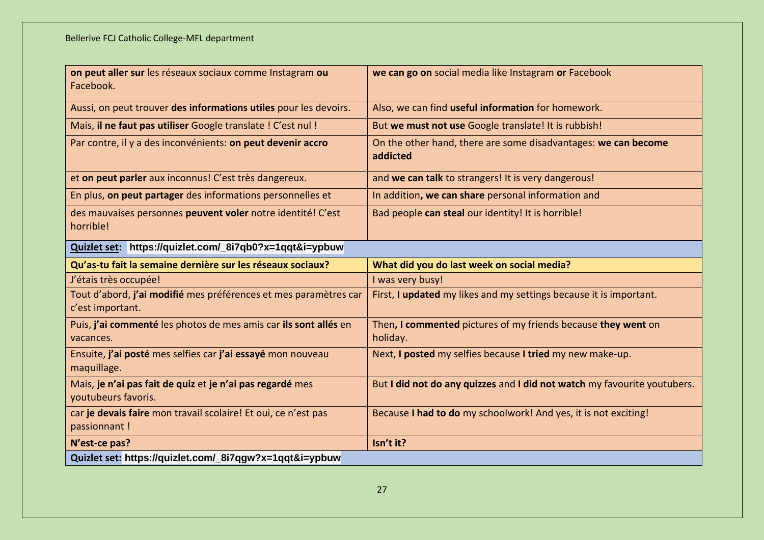| | |
|---|---|
| **on peut aller sur** les réseaux sociaux comme Instagram **ou** Facebook. | **we can go on** social media like Instagram **or** Facebook |
| Aussi, on peut trouver **des informations utiles** pour les devoirs. | Also, we can find **useful information** for homework. |
| Mais, **il ne faut pas utiliser** Google translate ! C'est nul ! | But **we must not use** Google translate! It is rubbish! |
| Par contre, il y a des inconvénients: **on peut devenir accro** | On the other hand, there are some disadvantages: **we can become addicted** |
| et **on peut parler** aux inconnus! C'est très dangereux. | and **we can talk** to strangers! It is very dangerous! |
| En plus, **on peut partager** des informations personnelles et | In addition**, we can share** personal information and |
| des mauvaises personnes **peuvent voler** notre identité! C'est horrible! | Bad people **can steal** our identity! It is horrible! |
| **Quizlet set: https://quizlet.com/_8i7qb0?x=1qqt&i=ypbuw** | |
| **Qu'as-tu fait la semaine dernière sur les réseaux sociaux?** | **What did you do last week on social media?** |
| J'étais très occupée! | I was very busy! |
| Tout d'abord, **j'ai modifié** mes préférences et mes paramètres car c'est important. | First, **I updated** my likes and my settings because it is important. |
| Puis, **j'ai commenté** les photos de mes amis car **ils sont allés** en vacances. | Then**, I commented** pictures of my friends because **they went** on holiday. |
| Ensuite, **j'ai posté** mes selfies car **j'ai essayé** mon nouveau maquillage. | Next, **I posted** my selfies because **I tried** my new make-up. |
| Mais, **je n'ai pas fait de quiz** et **je n'ai pas regardé** mes youtubeurs favoris. | But **I did not do any quizzes** and **I did not watch** my favourite youtubers. |
| car **je devais faire** mon travail scolaire! Et oui, ce n'est pas passionnant ! | Because **I had to do** my schoolwork! And yes, it is not exciting! |
| **N'est-ce pas?** | **Isn't it?** |
| **Quizlet set: https://quizlet.com/_8i7qgw?x=1qqt&i=ypbuw** | |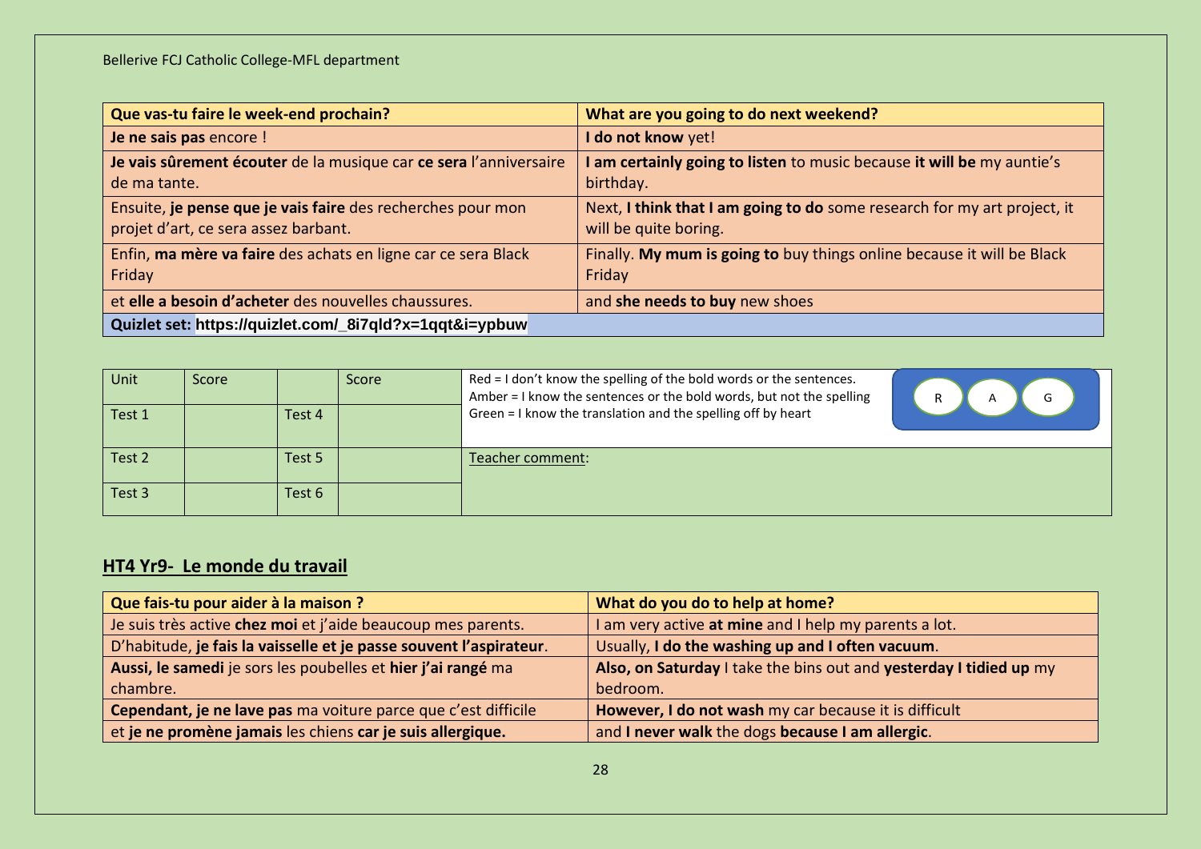| **Que vas-tu faire le week-end prochain?** | **What are you going to do next weekend?** |
|---|---|
| **Je ne sais pas** encore ! | **I do not know** yet! |
| **Je vais sûrement écouter** de la musique car **ce sera** l'anniversaire de ma tante. | **I am certainly going to listen** to music because **it will be** my auntie's birthday. |
| Ensuite, **je pense que je vais faire** des recherches pour mon projet d'art, ce sera assez barbant. | Next, **I think that I am going to do** some research for my art project, it will be quite boring. |
| Enfin, **ma mère va faire** des achats en ligne car ce sera Black Friday | Finally. **My mum is going to** buy things online because it will be Black Friday |
| et **elle a besoin d'acheter** des nouvelles chaussures. | and **she needs to buy** new shoes |
| **Quizlet set: https://quizlet.com/_8i7qld?x=1qqt&i=ypbuw** | |

| Unit | Score | | Score | Red = I don't know the spelling of the bold words or the sentences. Amber = I know the sentences or the bold words, but not the spelling Green = I know the translation and the spelling off by heart (R) (A) (G) |
|---|---|---|---|---|
| Test 1 | | Test 4 | | |
| Test 2 | | Test 5 | | Teacher comment: |
| Test 3 | | Test 6 | | |

## HT4 Yr9- Le monde du travail

| **Que fais-tu pour aider à la maison ?** | **What do you do to help at home?** |
|---|---|
| Je suis très active **chez moi** et j'aide beaucoup mes parents. | I am very active **at mine** and I help my parents a lot. |
| D'habitude, **je fais la vaisselle et je passe souvent l'aspirateur**. | Usually, **I do the washing up and I often vacuum**. |
| **Aussi, le samedi** je sors les poubelles et **hier j'ai rangé** ma chambre. | **Also, on Saturday** I take the bins out and **yesterday I tidied up** my bedroom. |
| **Cependant, je ne lave pas** ma voiture parce que c'est difficile | **However, I do not wash** my car because it is difficult |
| et **je ne promène jamais** les chiens **car je suis allergique.** | and **I never walk** the dogs **because I am allergic**. |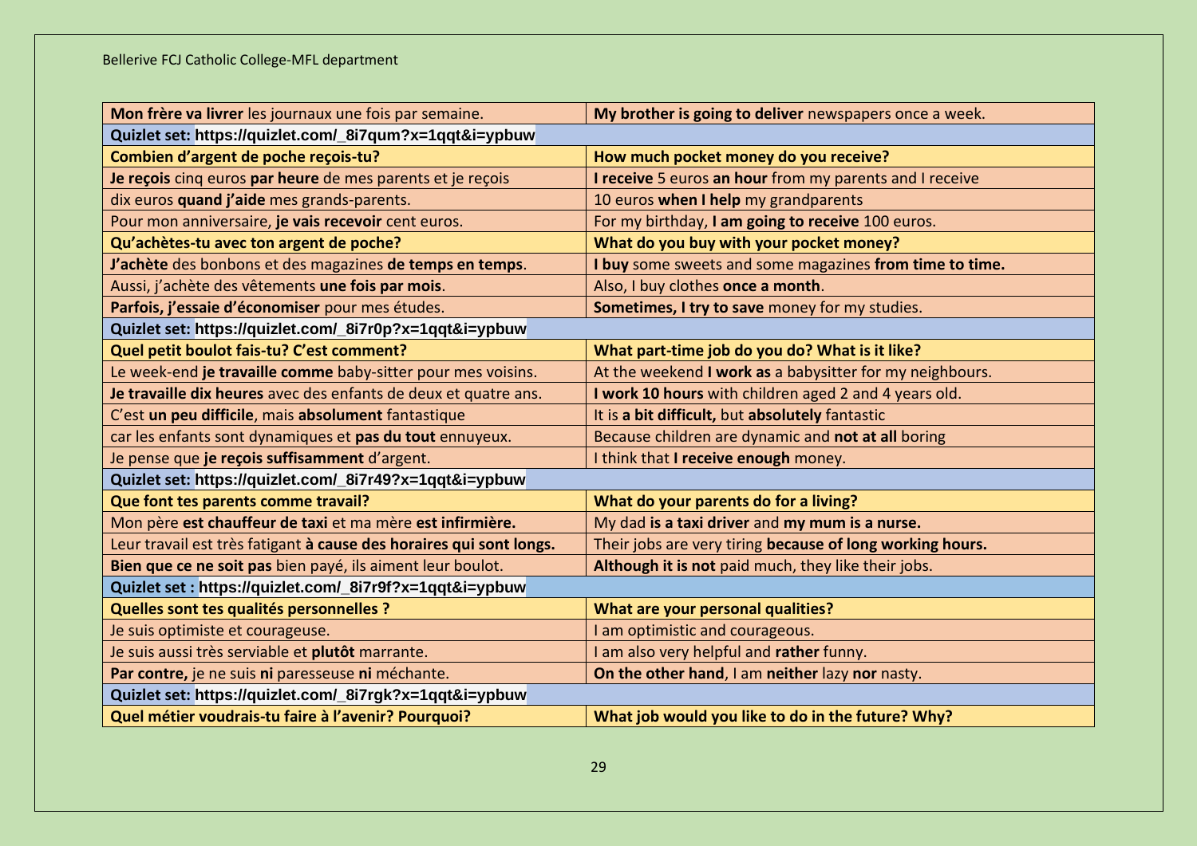| **Mon frère va livrer** les journaux une fois par semaine. | **My brother is going to deliver** newspapers once a week. |
|---|---|
| **Quizlet set:** **https://quizlet.com/_8i7qum?x=1qqt&i=ypbuw** | |
| **Combien d'argent de poche reçois-tu?** | **How much pocket money do you receive?** |
| **Je reçois** cinq euros **par heure** de mes parents et je reçois | **I receive** 5 euros **an hour** from my parents and I receive |
| dix euros **quand j'aide** mes grands-parents. | 10 euros **when I help** my grandparents |
| Pour mon anniversaire, **je vais recevoir** cent euros. | For my birthday, **I am going to receive** 100 euros. |
| **Qu'achètes-tu avec ton argent de poche?** | **What do you buy with your pocket money?** |
| **J'achète** des bonbons et des magazines **de temps en temps**. | **I buy** some sweets and some magazines **from time to time.** |
| Aussi, j'achète des vêtements **une fois par mois**. | Also, I buy clothes **once a month**. |
| **Parfois, j'essaie d'économiser** pour mes études. | **Sometimes, I try to save** money for my studies. |
| **Quizlet set:** **https://quizlet.com/_8i7r0p?x=1qqt&i=ypbuw** | |
| **Quel petit boulot fais-tu? C'est comment?** | **What part-time job do you do? What is it like?** |
| Le week-end **je travaille comme** baby-sitter pour mes voisins. | At the weekend **I work as** a babysitter for my neighbours. |
| **Je travaille dix heures** avec des enfants de deux et quatre ans. | **I work 10 hours** with children aged 2 and 4 years old. |
| C'est **un peu difficile**, mais **absolument** fantastique | It is **a bit difficult,** but **absolutely** fantastic |
| car les enfants sont dynamiques et **pas du tout** ennuyeux. | Because children are dynamic and **not at all** boring |
| Je pense que **je reçois suffisamment** d'argent. | I think that **I receive enough** money. |
| **Quizlet set:** **https://quizlet.com/_8i7r49?x=1qqt&i=ypbuw** | |
| **Que font tes parents comme travail?** | **What do your parents do for a living?** |
| Mon père **est chauffeur de taxi** et ma mère **est infirmière.** | My dad **is a taxi driver** and **my mum is a nurse.** |
| Leur travail est très fatigant **à cause des horaires qui sont longs.** | Their jobs are very tiring **because of long working hours.** |
| **Bien que ce ne soit pas** bien payé, ils aiment leur boulot. | **Although it is not** paid much, they like their jobs. |
| **Quizlet set :** **https://quizlet.com/_8i7r9f?x=1qqt&i=ypbuw** | |
| **Quelles sont tes qualités personnelles ?** | **What are your personal qualities?** |
| Je suis optimiste et courageuse. | I am optimistic and courageous. |
| Je suis aussi très serviable et **plutôt** marrante. | I am also very helpful and **rather** funny. |
| **Par contre,** je ne suis **ni** paresseuse **ni** méchante. | **On the other hand**, I am **neither** lazy **nor** nasty. |
| **Quizlet set:** **https://quizlet.com/_8i7rgk?x=1qqt&i=ypbuw** | |
| **Quel métier voudrais-tu faire à l'avenir? Pourquoi?** | **What job would you like to do in the future? Why?** |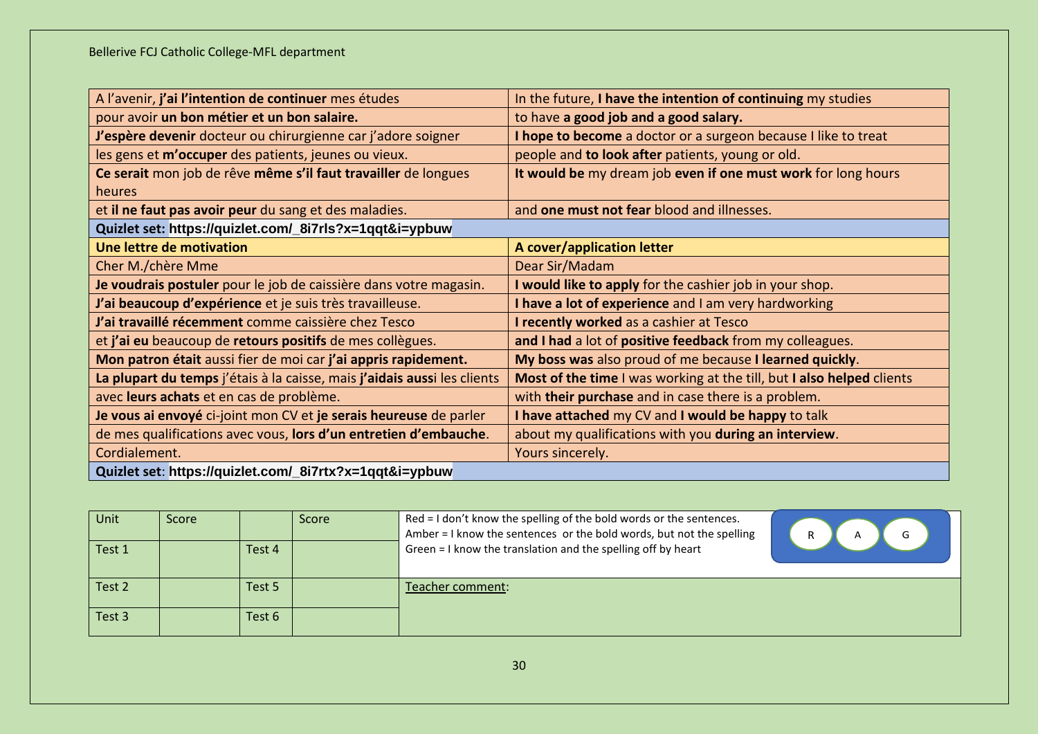| | |
|---|---|
| A l'avenir, **j'ai l'intention de continuer** mes études | In the future, **I have the intention of continuing** my studies |
| pour avoir **un bon métier et un bon salaire.** | to have **a good job and a good salary.** |
| **J'espère devenir** docteur ou chirurgienne car j'adore soigner | **I hope to become** a doctor or a surgeon because I like to treat |
| les gens et **m'occuper** des patients, jeunes ou vieux. | people and **to look after** patients, young or old. |
| **Ce serait** mon job de rêve **même s'il faut travailler** de longues heures | **It would be** my dream job **even if one must work** for long hours |
| et **il ne faut pas avoir peur** du sang et des maladies. | and **one must not fear** blood and illnesses. |
| **Quizlet set: https://quizlet.com/_8i7rls?x=1qqt&i=ypbuw** | |
| **Une lettre de motivation** | **A cover/application letter** |
| Cher M./chère Mme | Dear Sir/Madam |
| **Je voudrais postuler** pour le job de caissière dans votre magasin. | **I would like to apply** for the cashier job in your shop. |
| **J'ai beaucoup d'expérience** et je suis très travailleuse. | **I have a lot of experience** and I am very hardworking |
| **J'ai travaillé récemment** comme caissière chez Tesco | **I recently worked** as a cashier at Tesco |
| et **j'ai eu** beaucoup de **retours positifs** de mes collègues. | **and I had** a lot of **positive feedback** from my colleagues. |
| **Mon patron était** aussi fier de moi car **j'ai appris rapidement.** | **My boss was** also proud of me because **I learned quickly**. |
| **La plupart du temps** j'étais à la caisse, mais **j'aidais auss**i les clients | **Most of the time** I was working at the till, but **I also helped** clients |
| avec **leurs achats** et en cas de problème. | with **their purchase** and in case there is a problem. |
| **Je vous ai envoyé** ci-joint mon CV et **je serais heureuse** de parler | **I have attached** my CV and **I would be happy** to talk |
| de mes qualifications avec vous, **lors d'un entretien d'embauche**. | about my qualifications with you **during an interview**. |
| Cordialement. | Yours sincerely. |
| **Quizlet set**: **https://quizlet.com/_8i7rtx?x=1qqt&i=ypbuw** | |

| Unit | Score | | Score | Red = I don't know the spelling of the bold words or the sentences. Amber = I know the sentences or the bold words, but not the spelling Green = I know the translation and the spelling off by heart (R) (A) (G) |
|---|---|---|---|---|
| Test 1 | | Test 4 | | |
| Test 2 | | Test 5 | | Teacher comment: |
| Test 3 | | Test 6 | | |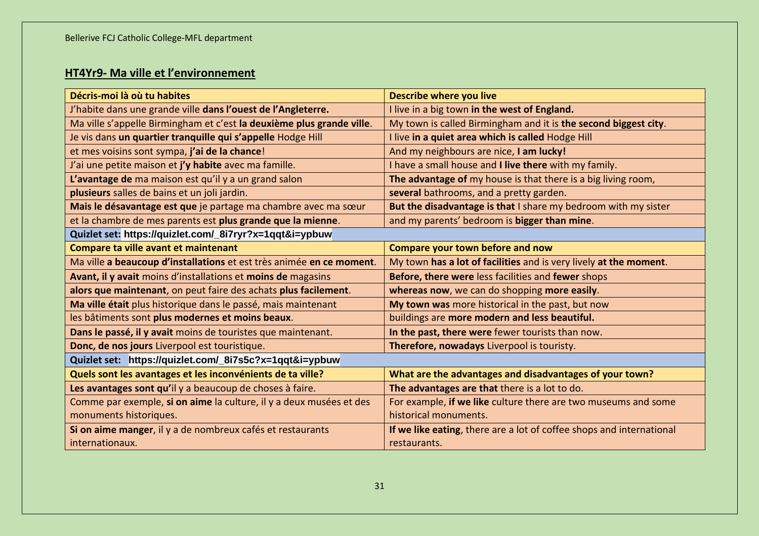Bellerive FCJ Catholic College-MFL department

## HT4Yr9- Ma ville et l'environnement

| **Décris-moi là où tu habites** | **Describe where you live** |
| --- | --- |
| J'habite dans une grande ville **dans l'ouest de l'Angleterre.** | I live in a big town **in the west of England.** |
| Ma ville s'appelle Birmingham et c'est **la deuxième plus grande ville**. | My town is called Birmingham and it is **the second biggest city**. |
| Je vis dans **un quartier tranquille qui s'appelle** Hodge Hill | I live **in a quiet area which is called** Hodge Hill |
| et mes voisins sont sympa, **j'ai de la chance**! | And my neighbours are nice, **I am lucky!** |
| J'ai une petite maison et **j'y habite** avec ma famille. | I have a small house and **I live there** with my family. |
| **L'avantage de** ma maison est qu'il y a un grand salon | **The advantage of** my house is that there is a big living room, |
| **plusieurs** salles de bains et un joli jardin. | **several** bathrooms, and a pretty garden. |
| **Mais le désavantage est que** je partage ma chambre avec ma sœur | **But the disadvantage is that** I share my bedroom with my sister |
| et la chambre de mes parents est **plus grande que la mienne**. | and my parents' bedroom is **bigger than mine**. |
| **Quizlet set: https://quizlet.com/_8i7ryr?x=1qqt&i=ypbuw** | |
| **Compare ta ville avant et maintenant** | **Compare your town before and now** |
| Ma ville **a beaucoup d'installations** et est très animée **en ce moment**. | My town **has a lot of facilities** and is very lively **at the moment**. |
| **Avant, il y avait** moins d'installations et **moins de** magasins | **Before, there were** less facilities and **fewer** shops |
| **alors que maintenant**, on peut faire des achats **plus facilement**. | **whereas now**, we can do shopping **more easily**. |
| **Ma ville était** plus historique dans le passé, mais maintenant | **My town was** more historical in the past, but now |
| les bâtiments sont **plus modernes et moins beaux**. | buildings are **more modern and less beautiful.** |
| **Dans le passé, il y avait** moins de touristes que maintenant. | **In the past, there were** fewer tourists than now. |
| **Donc, de nos jours** Liverpool est touristique. | **Therefore, nowadays** Liverpool is touristy. |
| **Quizlet set: https://quizlet.com/_8i7s5c?x=1qqt&i=ypbuw** | |
| **Quels sont les avantages et les inconvénients de ta ville?** | **What are the advantages and disadvantages of your town?** |
| **Les avantages sont qu'**il y a beaucoup de choses à faire. | **The advantages are that** there is a lot to do. |
| Comme par exemple, **si on aime** la culture, il y a deux musées et des monuments historiques. | For example, **if we like** culture there are two museums and some historical monuments. |
| **Si on aime manger**, il y a de nombreux cafés et restaurants internationaux. | **If we like eating**, there are a lot of coffee shops and international restaurants. |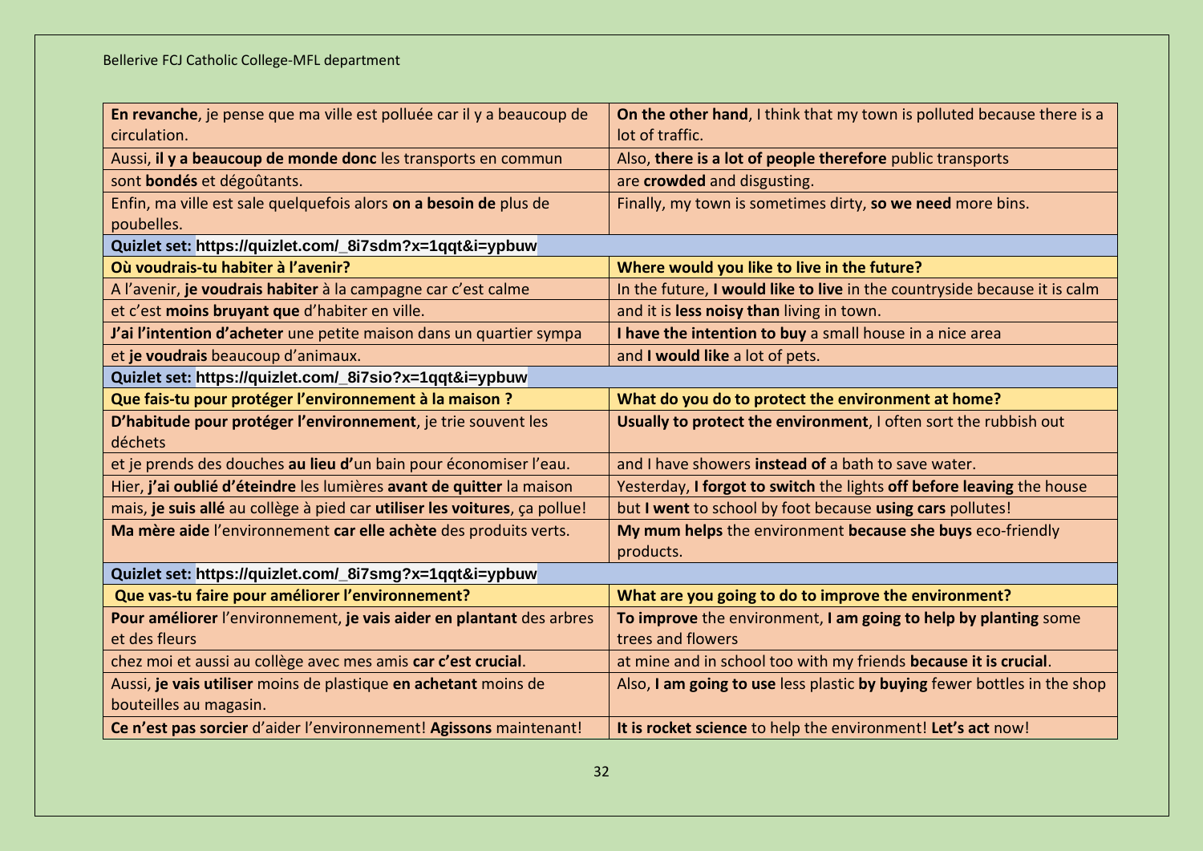| **En revanche**, je pense que ma ville est polluée car il y a beaucoup de circulation. | **On the other hand**, I think that my town is polluted because there is a lot of traffic. |
|---|---|
| Aussi, **il y a beaucoup de monde donc** les transports en commun | Also, **there is a lot of people therefore** public transports |
| sont **bondés** et dégoûtants. | are **crowded** and disgusting. |
| Enfin, ma ville est sale quelquefois alors **on a besoin de** plus de poubelles. | Finally, my town is sometimes dirty, **so we need** more bins. |
| **Quizlet set: https://quizlet.com/_8i7sdm?x=1qqt&i=ypbuw** | |
| **Où voudrais-tu habiter à l'avenir?** | **Where would you like to live in the future?** |
| A l'avenir, **je voudrais habiter** à la campagne car c'est calme | In the future, **I would like to live** in the countryside because it is calm |
| et c'est **moins bruyant que** d'habiter en ville. | and it is **less noisy than** living in town. |
| **J'ai l'intention d'acheter** une petite maison dans un quartier sympa | **I have the intention to buy** a small house in a nice area |
| et **je voudrais** beaucoup d'animaux. | and **I would like** a lot of pets. |
| **Quizlet set: https://quizlet.com/_8i7sio?x=1qqt&i=ypbuw** | |
| **Que fais-tu pour protéger l'environnement à la maison ?** | **What do you do to protect the environment at home?** |
| **D'habitude pour protéger l'environnement**, je trie souvent les déchets | **Usually to protect the environment**, I often sort the rubbish out |
| et je prends des douches **au lieu d'**un bain pour économiser l'eau. | and I have showers **instead of** a bath to save water. |
| Hier, **j'ai oublié d'éteindre** les lumières **avant de quitter** la maison | Yesterday, **I forgot to switch** the lights **off before leaving** the house |
| mais, **je suis allé** au collège à pied car **utiliser les voitures**, ça pollue! | but **I went** to school by foot because **using cars** pollutes! |
| **Ma mère aide** l'environnement **car elle achète** des produits verts. | **My mum helps** the environment **because she buys** eco-friendly products. |
| **Quizlet set: https://quizlet.com/_8i7smg?x=1qqt&i=ypbuw** | |
| **Que vas-tu faire pour améliorer l'environnement?** | **What are you going to do to improve the environment?** |
| **Pour améliorer** l'environnement, **je vais aider en plantant** des arbres et des fleurs | **To improve** the environment, **I am going to help by planting** some trees and flowers |
| chez moi et aussi au collège avec mes amis **car c'est crucial**. | at mine and in school too with my friends **because it is crucial**. |
| Aussi, **je vais utiliser** moins de plastique **en achetant** moins de bouteilles au magasin. | Also, **I am going to use** less plastic **by buying** fewer bottles in the shop |
| **Ce n'est pas sorcier** d'aider l'environnement! **Agissons** maintenant! | **It is rocket science** to help the environment! **Let's act** now! |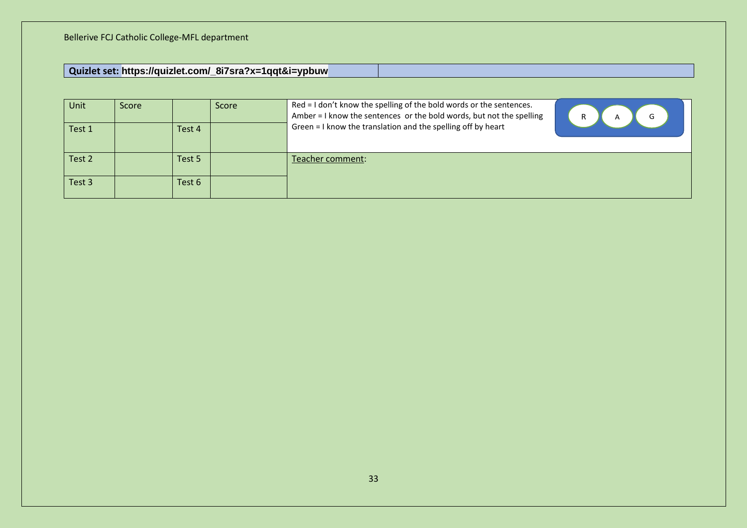Bellerive FCJ Catholic College-MFL department

| **Quizlet set: https://quizlet.com/_8i7sra?x=1qqt&i=ypbuw** | |
|---|---|

| Unit | Score | | Score | Red = I don't know the spelling of the bold words or the sentences. Amber = I know the sentences or the bold words, but not the spelling Green = I know the translation and the spelling off by heart — R A G |
|---|---|---|---|---|
| Test 1 | | Test 4 | | |
| Test 2 | | Test 5 | | Teacher comment: |
| Test 3 | | Test 6 | | |